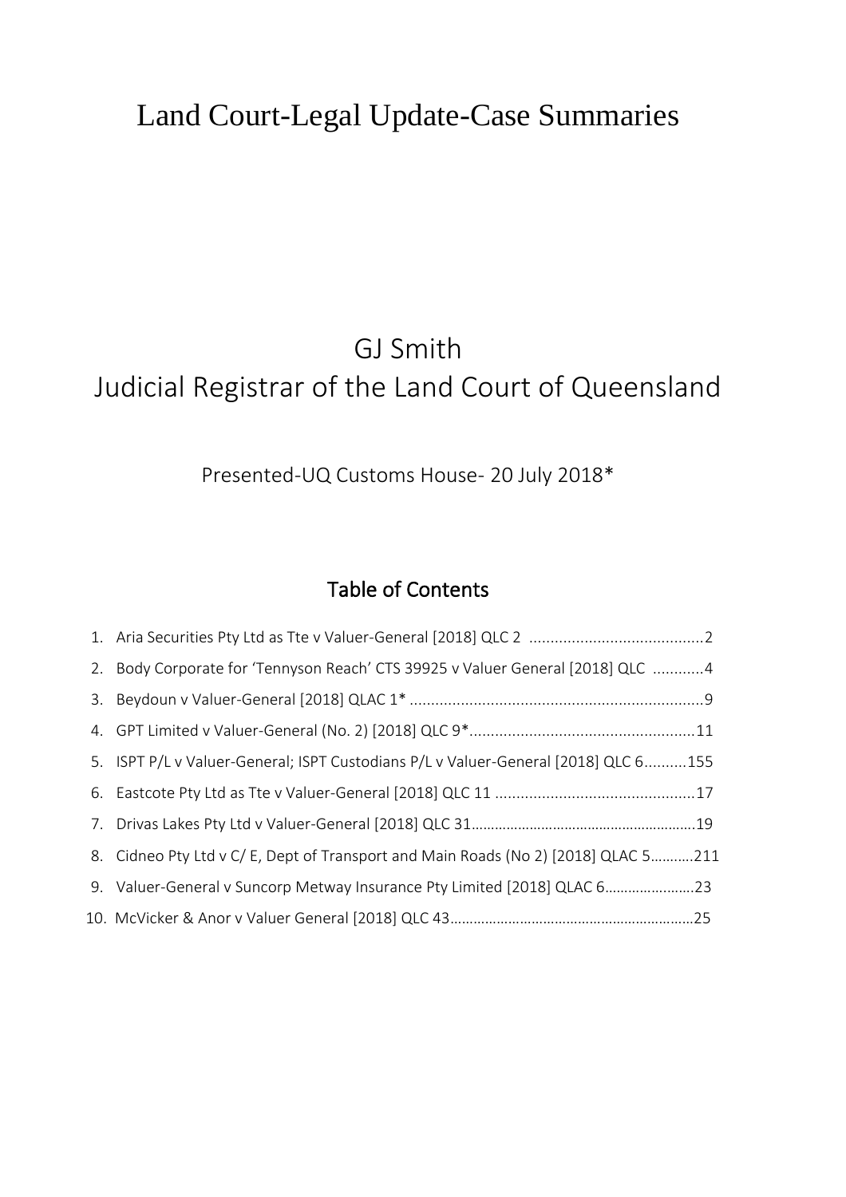# Land Court-Legal Update-Case Summaries

## GJ Smith
## Judicial Registrar of the Land Court of Queensland

Presented-UQ Customs House- 20 July 2018*

### Table of Contents

1. Aria Securities Pty Ltd as Tte v Valuer-General [2018] QLC 2 .........................................2
2. Body Corporate for 'Tennyson Reach' CTS 39925 v Valuer General [2018] QLC ............4
3. Beydoun v Valuer-General [2018] QLAC 1* .....................................................................9
4. GPT Limited v Valuer-General (No. 2) [2018] QLC 9*.....................................................11
5. ISPT P/L v Valuer-General; ISPT Custodians P/L v Valuer-General [2018] QLC 6..........155
6. Eastcote Pty Ltd as Tte v Valuer-General [2018] QLC 11 ...............................................17
7. Drivas Lakes Pty Ltd v Valuer-General [2018] QLC 31.........................................................19
8. Cidneo Pty Ltd v C/ E, Dept of Transport and Main Roads (No 2) [2018] QLAC 5...........211
9. Valuer-General v Suncorp Metway Insurance Pty Limited [2018] QLAC 6.......................23
10. McVicker & Anor v Valuer General [2018] QLC 43..............................................................25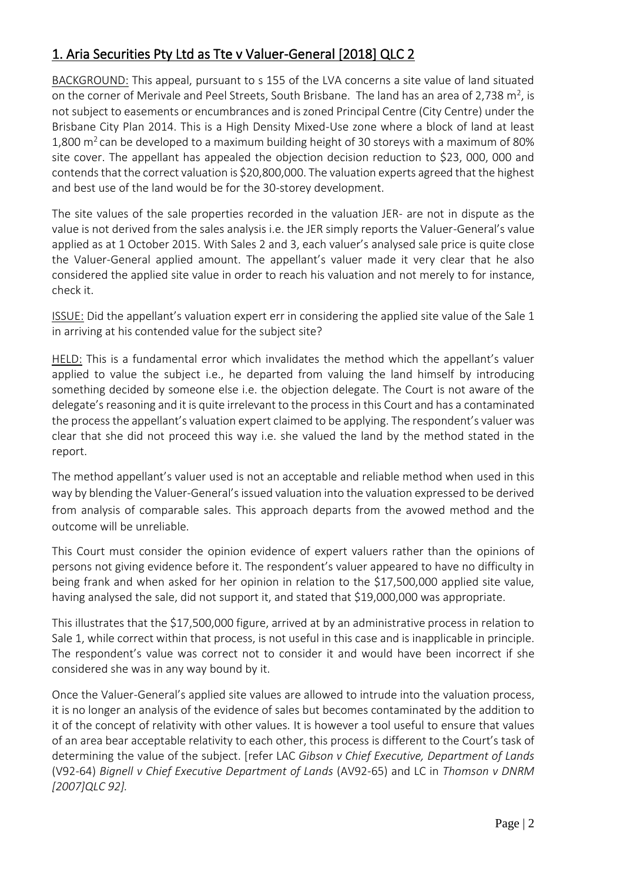## 1. Aria Securities Pty Ltd as Tte v Valuer-General [2018] QLC 2

BACKGROUND: This appeal, pursuant to s 155 of the LVA concerns a site value of land situated on the corner of Merivale and Peel Streets, South Brisbane. The land has an area of 2,738 m$^2$, is not subject to easements or encumbrances and is zoned Principal Centre (City Centre) under the Brisbane City Plan 2014. This is a High Density Mixed-Use zone where a block of land at least 1,800 m$^2$ can be developed to a maximum building height of 30 storeys with a maximum of 80% site cover. The appellant has appealed the objection decision reduction to $23, 000, 000 and contends that the correct valuation is $20,800,000. The valuation experts agreed that the highest and best use of the land would be for the 30-storey development.

The site values of the sale properties recorded in the valuation JER- are not in dispute as the value is not derived from the sales analysis i.e. the JER simply reports the Valuer-General's value applied as at 1 October 2015. With Sales 2 and 3, each valuer's analysed sale price is quite close the Valuer-General applied amount. The appellant's valuer made it very clear that he also considered the applied site value in order to reach his valuation and not merely to for instance, check it.

ISSUE: Did the appellant's valuation expert err in considering the applied site value of the Sale 1 in arriving at his contended value for the subject site?

HELD: This is a fundamental error which invalidates the method which the appellant's valuer applied to value the subject i.e., he departed from valuing the land himself by introducing something decided by someone else i.e. the objection delegate. The Court is not aware of the delegate's reasoning and it is quite irrelevant to the process in this Court and has a contaminated the process the appellant's valuation expert claimed to be applying. The respondent's valuer was clear that she did not proceed this way i.e. she valued the land by the method stated in the report.

The method appellant's valuer used is not an acceptable and reliable method when used in this way by blending the Valuer-General's issued valuation into the valuation expressed to be derived from analysis of comparable sales. This approach departs from the avowed method and the outcome will be unreliable.

This Court must consider the opinion evidence of expert valuers rather than the opinions of persons not giving evidence before it. The respondent's valuer appeared to have no difficulty in being frank and when asked for her opinion in relation to the $17,500,000 applied site value, having analysed the sale, did not support it, and stated that $19,000,000 was appropriate.

This illustrates that the $17,500,000 figure, arrived at by an administrative process in relation to Sale 1, while correct within that process, is not useful in this case and is inapplicable in principle. The respondent's value was correct not to consider it and would have been incorrect if she considered she was in any way bound by it.

Once the Valuer-General's applied site values are allowed to intrude into the valuation process, it is no longer an analysis of the evidence of sales but becomes contaminated by the addition to it of the concept of relativity with other values. It is however a tool useful to ensure that values of an area bear acceptable relativity to each other, this process is different to the Court's task of determining the value of the subject. [refer LAC *Gibson v Chief Executive, Department of Lands* (V92-64) *Bignell v Chief Executive Department of Lands* (AV92-65) and LC in *Thomson v DNRM [2007]QLC 92].*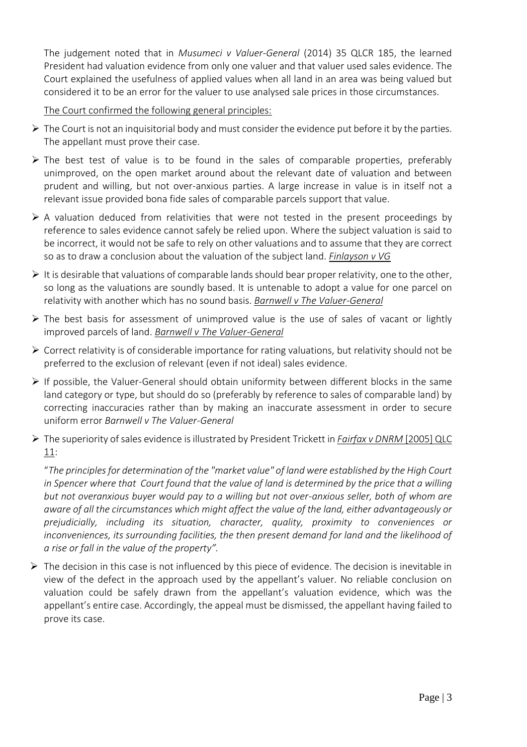The judgement noted that in *Musumeci v Valuer-General* (2014) 35 QLCR 185, the learned President had valuation evidence from only one valuer and that valuer used sales evidence. The Court explained the usefulness of applied values when all land in an area was being valued but considered it to be an error for the valuer to use analysed sale prices in those circumstances.

<u>The Court confirmed the following general principles:</u>

- The Court is not an inquisitorial body and must consider the evidence put before it by the parties. The appellant must prove their case.
- The best test of value is to be found in the sales of comparable properties, preferably unimproved, on the open market around about the relevant date of valuation and between prudent and willing, but not over-anxious parties. A large increase in value is in itself not a relevant issue provided bona fide sales of comparable parcels support that value.
- A valuation deduced from relativities that were not tested in the present proceedings by reference to sales evidence cannot safely be relied upon. Where the subject valuation is said to be incorrect, it would not be safe to rely on other valuations and to assume that they are correct so as to draw a conclusion about the valuation of the subject land. *Finlayson v VG*
- It is desirable that valuations of comparable lands should bear proper relativity, one to the other, so long as the valuations are soundly based. It is untenable to adopt a value for one parcel on relativity with another which has no sound basis. *Barnwell v The Valuer-General*
- The best basis for assessment of unimproved value is the use of sales of vacant or lightly improved parcels of land. *Barnwell v The Valuer-General*
- Correct relativity is of considerable importance for rating valuations, but relativity should not be preferred to the exclusion of relevant (even if not ideal) sales evidence.
- If possible, the Valuer-General should obtain uniformity between different blocks in the same land category or type, but should do so (preferably by reference to sales of comparable land) by correcting inaccuracies rather than by making an inaccurate assessment in order to secure uniform error *Barnwell v The Valuer-General*
- The superiority of sales evidence is illustrated by President Trickett in *Fairfax v DNRM* [2005] QLC 11:

  "*The principles for determination of the "market value" of land were established by the High Court in Spencer where that Court found that the value of land is determined by the price that a willing but not overanxious buyer would pay to a willing but not over-anxious seller, both of whom are aware of all the circumstances which might affect the value of the land, either advantageously or prejudicially, including its situation, character, quality, proximity to conveniences or inconveniences, its surrounding facilities, the then present demand for land and the likelihood of a rise or fall in the value of the property".*

- The decision in this case is not influenced by this piece of evidence. The decision is inevitable in view of the defect in the approach used by the appellant's valuer. No reliable conclusion on valuation could be safely drawn from the appellant's valuation evidence, which was the appellant's entire case. Accordingly, the appeal must be dismissed, the appellant having failed to prove its case.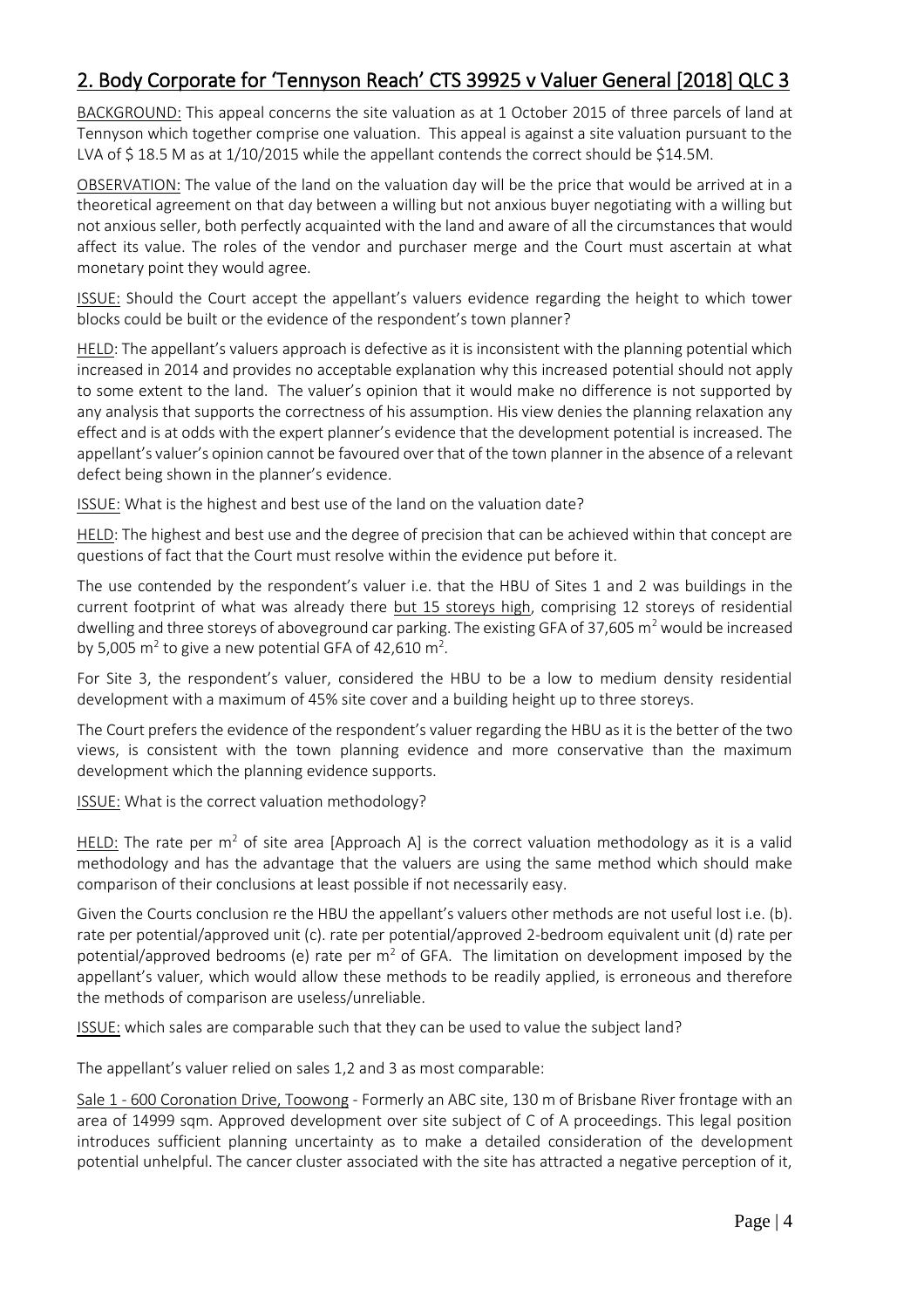## 2. Body Corporate for 'Tennyson Reach' CTS 39925 v Valuer General [2018] QLC 3

BACKGROUND: This appeal concerns the site valuation as at 1 October 2015 of three parcels of land at Tennyson which together comprise one valuation. This appeal is against a site valuation pursuant to the LVA of $ 18.5 M as at 1/10/2015 while the appellant contends the correct should be $14.5M.

OBSERVATION: The value of the land on the valuation day will be the price that would be arrived at in a theoretical agreement on that day between a willing but not anxious buyer negotiating with a willing but not anxious seller, both perfectly acquainted with the land and aware of all the circumstances that would affect its value. The roles of the vendor and purchaser merge and the Court must ascertain at what monetary point they would agree.

ISSUE: Should the Court accept the appellant's valuers evidence regarding the height to which tower blocks could be built or the evidence of the respondent's town planner?

HELD: The appellant's valuers approach is defective as it is inconsistent with the planning potential which increased in 2014 and provides no acceptable explanation why this increased potential should not apply to some extent to the land. The valuer's opinion that it would make no difference is not supported by any analysis that supports the correctness of his assumption. His view denies the planning relaxation any effect and is at odds with the expert planner's evidence that the development potential is increased. The appellant's valuer's opinion cannot be favoured over that of the town planner in the absence of a relevant defect being shown in the planner's evidence.

ISSUE: What is the highest and best use of the land on the valuation date?

HELD: The highest and best use and the degree of precision that can be achieved within that concept are questions of fact that the Court must resolve within the evidence put before it.

The use contended by the respondent's valuer i.e. that the HBU of Sites 1 and 2 was buildings in the current footprint of what was already there but 15 storeys high, comprising 12 storeys of residential dwelling and three storeys of aboveground car parking. The existing GFA of 37,605 $m^2$ would be increased by 5,005 $m^2$ to give a new potential GFA of 42,610 $m^2$.

For Site 3, the respondent's valuer, considered the HBU to be a low to medium density residential development with a maximum of 45% site cover and a building height up to three storeys.

The Court prefers the evidence of the respondent's valuer regarding the HBU as it is the better of the two views, is consistent with the town planning evidence and more conservative than the maximum development which the planning evidence supports.

ISSUE: What is the correct valuation methodology?

HELD: The rate per $m^2$ of site area [Approach A] is the correct valuation methodology as it is a valid methodology and has the advantage that the valuers are using the same method which should make comparison of their conclusions at least possible if not necessarily easy.

Given the Courts conclusion re the HBU the appellant's valuers other methods are not useful lost i.e. (b). rate per potential/approved unit (c). rate per potential/approved 2-bedroom equivalent unit (d) rate per potential/approved bedrooms (e) rate per $m^2$ of GFA. The limitation on development imposed by the appellant's valuer, which would allow these methods to be readily applied, is erroneous and therefore the methods of comparison are useless/unreliable.

ISSUE: which sales are comparable such that they can be used to value the subject land?

The appellant's valuer relied on sales 1,2 and 3 as most comparable:

Sale 1 - 600 Coronation Drive, Toowong - Formerly an ABC site, 130 m of Brisbane River frontage with an area of 14999 sqm. Approved development over site subject of C of A proceedings. This legal position introduces sufficient planning uncertainty as to make a detailed consideration of the development potential unhelpful. The cancer cluster associated with the site has attracted a negative perception of it,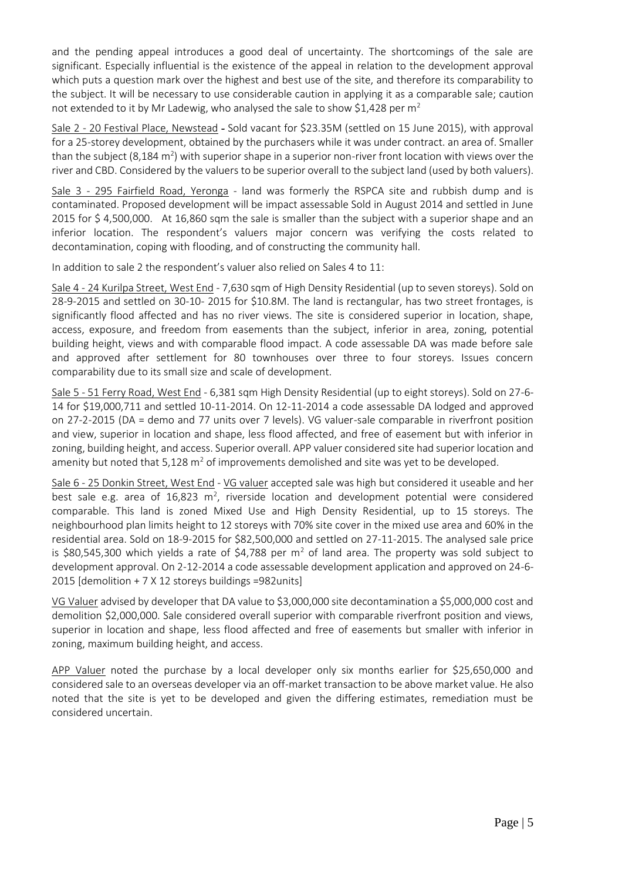and the pending appeal introduces a good deal of uncertainty. The shortcomings of the sale are significant. Especially influential is the existence of the appeal in relation to the development approval which puts a question mark over the highest and best use of the site, and therefore its comparability to the subject. It will be necessary to use considerable caution in applying it as a comparable sale; caution not extended to it by Mr Ladewig, who analysed the sale to show $1,428 per m$^2$

Sale 2 - 20 Festival Place, Newstead - Sold vacant for $23.35M (settled on 15 June 2015), with approval for a 25-storey development, obtained by the purchasers while it was under contract. an area of. Smaller than the subject (8,184 m$^2$) with superior shape in a superior non-river front location with views over the river and CBD. Considered by the valuers to be superior overall to the subject land (used by both valuers).

Sale 3 - 295 Fairfield Road, Yeronga - land was formerly the RSPCA site and rubbish dump and is contaminated. Proposed development will be impact assessable Sold in August 2014 and settled in June 2015 for $ 4,500,000. At 16,860 sqm the sale is smaller than the subject with a superior shape and an inferior location. The respondent's valuers major concern was verifying the costs related to decontamination, coping with flooding, and of constructing the community hall.

In addition to sale 2 the respondent's valuer also relied on Sales 4 to 11:

Sale 4 - 24 Kurilpa Street, West End - 7,630 sqm of High Density Residential (up to seven storeys). Sold on 28-9-2015 and settled on 30-10- 2015 for $10.8M. The land is rectangular, has two street frontages, is significantly flood affected and has no river views. The site is considered superior in location, shape, access, exposure, and freedom from easements than the subject, inferior in area, zoning, potential building height, views and with comparable flood impact. A code assessable DA was made before sale and approved after settlement for 80 townhouses over three to four storeys. Issues concern comparability due to its small size and scale of development.

Sale 5 - 51 Ferry Road, West End - 6,381 sqm High Density Residential (up to eight storeys). Sold on 27-6-14 for $19,000,711 and settled 10-11-2014. On 12-11-2014 a code assessable DA lodged and approved on 27-2-2015 (DA = demo and 77 units over 7 levels). VG valuer-sale comparable in riverfront position and view, superior in location and shape, less flood affected, and free of easement but with inferior in zoning, building height, and access. Superior overall. APP valuer considered site had superior location and amenity but noted that 5,128 m$^2$ of improvements demolished and site was yet to be developed.

Sale 6 - 25 Donkin Street, West End - VG valuer accepted sale was high but considered it useable and her best sale e.g. area of 16,823 m$^2$, riverside location and development potential were considered comparable. This land is zoned Mixed Use and High Density Residential, up to 15 storeys. The neighbourhood plan limits height to 12 storeys with 70% site cover in the mixed use area and 60% in the residential area. Sold on 18-9-2015 for $82,500,000 and settled on 27-11-2015. The analysed sale price is $80,545,300 which yields a rate of $4,788 per m$^2$ of land area. The property was sold subject to development approval. On 2-12-2014 a code assessable development application and approved on 24-6-2015 [demolition + 7 X 12 storeys buildings =982units]

VG Valuer advised by developer that DA value to $3,000,000 site decontamination a $5,000,000 cost and demolition $2,000,000. Sale considered overall superior with comparable riverfront position and views, superior in location and shape, less flood affected and free of easements but smaller with inferior in zoning, maximum building height, and access.

APP Valuer noted the purchase by a local developer only six months earlier for $25,650,000 and considered sale to an overseas developer via an off-market transaction to be above market value. He also noted that the site is yet to be developed and given the differing estimates, remediation must be considered uncertain.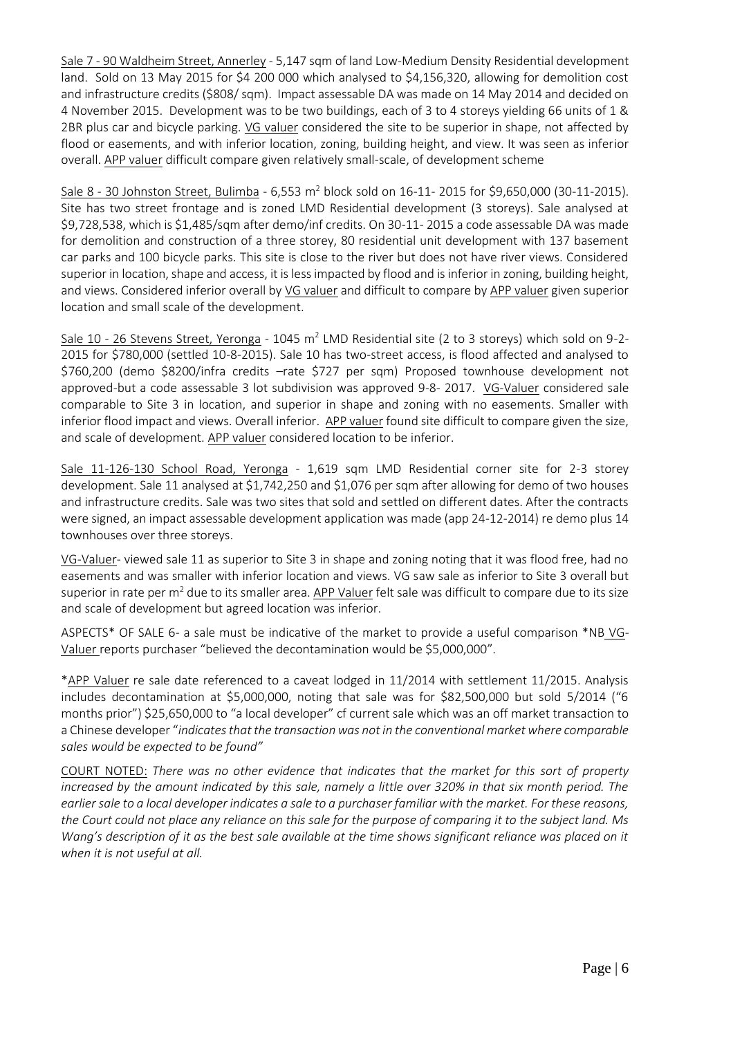<u>Sale 7 - 90 Waldheim Street, Annerley</u> - 5,147 sqm of land Low-Medium Density Residential development land. Sold on 13 May 2015 for $4 200 000 which analysed to $4,156,320, allowing for demolition cost and infrastructure credits ($808/ sqm). Impact assessable DA was made on 14 May 2014 and decided on 4 November 2015. Development was to be two buildings, each of 3 to 4 storeys yielding 66 units of 1 & 2BR plus car and bicycle parking. <u>VG valuer</u> considered the site to be superior in shape, not affected by flood or easements, and with inferior location, zoning, building height, and view. It was seen as inferior overall. <u>APP valuer</u> difficult compare given relatively small-scale, of development scheme

<u>Sale 8 - 30 Johnston Street, Bulimba</u> - 6,553 m$^2$ block sold on 16-11- 2015 for $9,650,000 (30-11-2015). Site has two street frontage and is zoned LMD Residential development (3 storeys). Sale analysed at $9,728,538, which is $1,485/sqm after demo/inf credits. On 30-11- 2015 a code assessable DA was made for demolition and construction of a three storey, 80 residential unit development with 137 basement car parks and 100 bicycle parks. This site is close to the river but does not have river views. Considered superior in location, shape and access, it is less impacted by flood and is inferior in zoning, building height, and views. Considered inferior overall by <u>VG valuer</u> and difficult to compare by <u>APP valuer</u> given superior location and small scale of the development.

<u>Sale 10 - 26 Stevens Street, Yeronga</u> - 1045 m$^2$ LMD Residential site (2 to 3 storeys) which sold on 9-2-2015 for $780,000 (settled 10-8-2015). Sale 10 has two-street access, is flood affected and analysed to $760,200 (demo $8200/infra credits –rate $727 per sqm) Proposed townhouse development not approved-but a code assessable 3 lot subdivision was approved 9-8- 2017. <u>VG-Valuer</u> considered sale comparable to Site 3 in location, and superior in shape and zoning with no easements. Smaller with inferior flood impact and views. Overall inferior. <u>APP valuer</u> found site difficult to compare given the size, and scale of development. <u>APP valuer</u> considered location to be inferior.

<u>Sale 11-126-130 School Road, Yeronga</u> - 1,619 sqm LMD Residential corner site for 2-3 storey development. Sale 11 analysed at $1,742,250 and $1,076 per sqm after allowing for demo of two houses and infrastructure credits. Sale was two sites that sold and settled on different dates. After the contracts were signed, an impact assessable development application was made (app 24-12-2014) re demo plus 14 townhouses over three storeys.

<u>VG-Valuer</u>- viewed sale 11 as superior to Site 3 in shape and zoning noting that it was flood free, had no easements and was smaller with inferior location and views. VG saw sale as inferior to Site 3 overall but superior in rate per m$^2$ due to its smaller area. <u>APP Valuer</u> felt sale was difficult to compare due to its size and scale of development but agreed location was inferior.

ASPECTS* OF SALE 6- a sale must be indicative of the market to provide a useful comparison *NB <u>VG-Valuer</u> reports purchaser "believed the decontamination would be $5,000,000".

*<u>APP Valuer</u> re sale date referenced to a caveat lodged in 11/2014 with settlement 11/2015. Analysis includes decontamination at $5,000,000, noting that sale was for $82,500,000 but sold 5/2014 ("6 months prior") $25,650,000 to "a local developer" cf current sale which was an off market transaction to a Chinese developer "*indicates that the transaction was not in the conventional market where comparable sales would be expected to be found"*

<u>COURT NOTED:</u> *There was no other evidence that indicates that the market for this sort of property increased by the amount indicated by this sale, namely a little over 320% in that six month period. The earlier sale to a local developer indicates a sale to a purchaser familiar with the market. For these reasons, the Court could not place any reliance on this sale for the purpose of comparing it to the subject land. Ms Wang's description of it as the best sale available at the time shows significant reliance was placed on it when it is not useful at all.*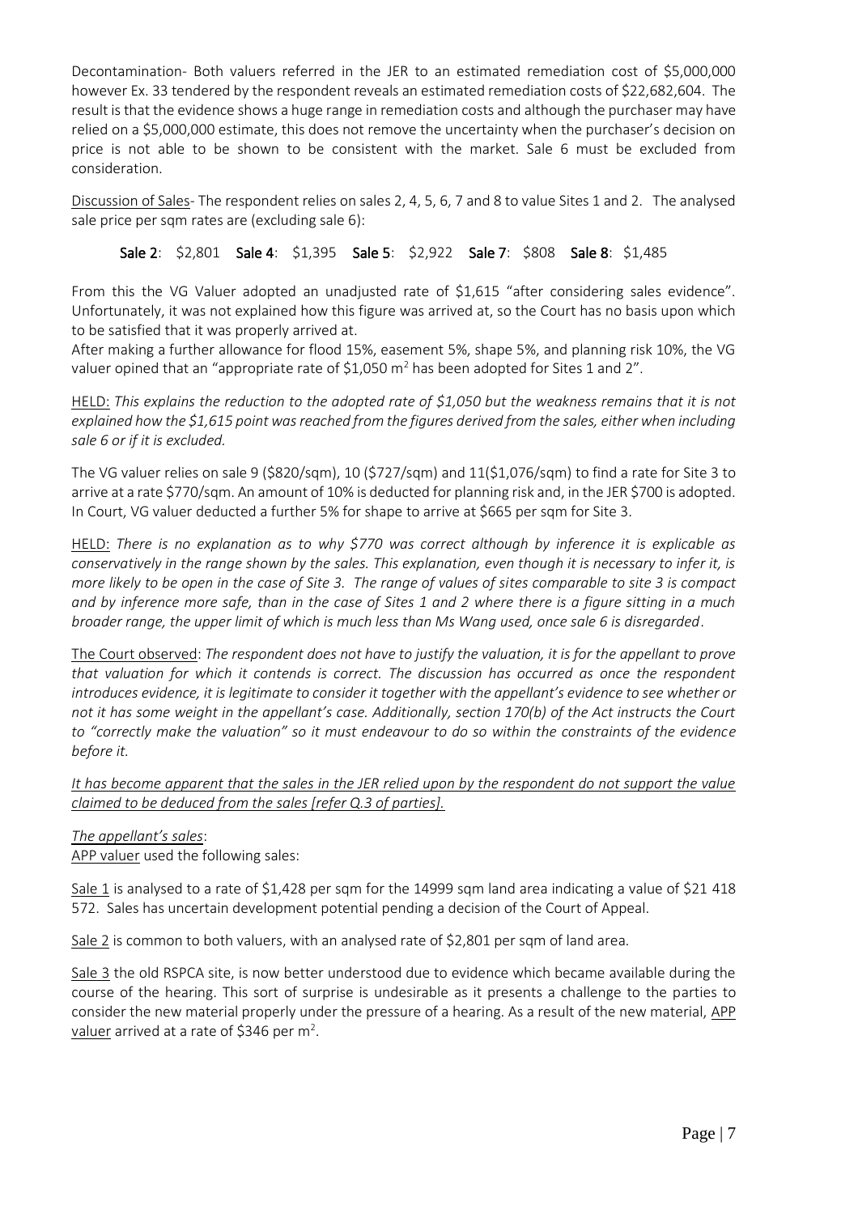Decontamination- Both valuers referred in the JER to an estimated remediation cost of $5,000,000 however Ex. 33 tendered by the respondent reveals an estimated remediation costs of $22,682,604. The result is that the evidence shows a huge range in remediation costs and although the purchaser may have relied on a $5,000,000 estimate, this does not remove the uncertainty when the purchaser's decision on price is not able to be shown to be consistent with the market. Sale 6 must be excluded from consideration.

<u>Discussion of Sales</u>- The respondent relies on sales 2, 4, 5, 6, 7 and 8 to value Sites 1 and 2. The analysed sale price per sqm rates are (excluding sale 6):

**Sale 2**: $2,801 **Sale 4**: $1,395 **Sale 5**: $2,922 **Sale 7**: $808 **Sale 8**: $1,485

From this the VG Valuer adopted an unadjusted rate of $1,615 "after considering sales evidence". Unfortunately, it was not explained how this figure was arrived at, so the Court has no basis upon which to be satisfied that it was properly arrived at.

After making a further allowance for flood 15%, easement 5%, shape 5%, and planning risk 10%, the VG valuer opined that an "appropriate rate of $1,050 m$^2$ has been adopted for Sites 1 and 2".

<u>HELD:</u> *This explains the reduction to the adopted rate of $1,050 but the weakness remains that it is not explained how the $1,615 point was reached from the figures derived from the sales, either when including sale 6 or if it is excluded.*

The VG valuer relies on sale 9 ($820/sqm), 10 ($727/sqm) and 11($1,076/sqm) to find a rate for Site 3 to arrive at a rate $770/sqm. An amount of 10% is deducted for planning risk and, in the JER $700 is adopted. In Court, VG valuer deducted a further 5% for shape to arrive at $665 per sqm for Site 3.

<u>HELD:</u> *There is no explanation as to why $770 was correct although by inference it is explicable as conservatively in the range shown by the sales. This explanation, even though it is necessary to infer it, is more likely to be open in the case of Site 3. The range of values of sites comparable to site 3 is compact and by inference more safe, than in the case of Sites 1 and 2 where there is a figure sitting in a much broader range, the upper limit of which is much less than Ms Wang used, once sale 6 is disregarded*.

<u>The Court observed</u>: *The respondent does not have to justify the valuation, it is for the appellant to prove that valuation for which it contends is correct. The discussion has occurred as once the respondent introduces evidence, it is legitimate to consider it together with the appellant's evidence to see whether or not it has some weight in the appellant's case. Additionally, section 170(b) of the Act instructs the Court to "correctly make the valuation" so it must endeavour to do so within the constraints of the evidence before it.*

<u>*It has become apparent that the sales in the JER relied upon by the respondent do not support the value claimed to be deduced from the sales [refer Q.3 of parties].*</u>

<u>*The appellant's sales*</u>:

<u>APP valuer</u> used the following sales:

<u>Sale 1</u> is analysed to a rate of $1,428 per sqm for the 14999 sqm land area indicating a value of $21 418 572. Sales has uncertain development potential pending a decision of the Court of Appeal.

<u>Sale 2</u> is common to both valuers, with an analysed rate of $2,801 per sqm of land area.

<u>Sale 3</u> the old RSPCA site, is now better understood due to evidence which became available during the course of the hearing. This sort of surprise is undesirable as it presents a challenge to the parties to consider the new material properly under the pressure of a hearing. As a result of the new material, <u>APP valuer</u> arrived at a rate of $346 per m$^2$.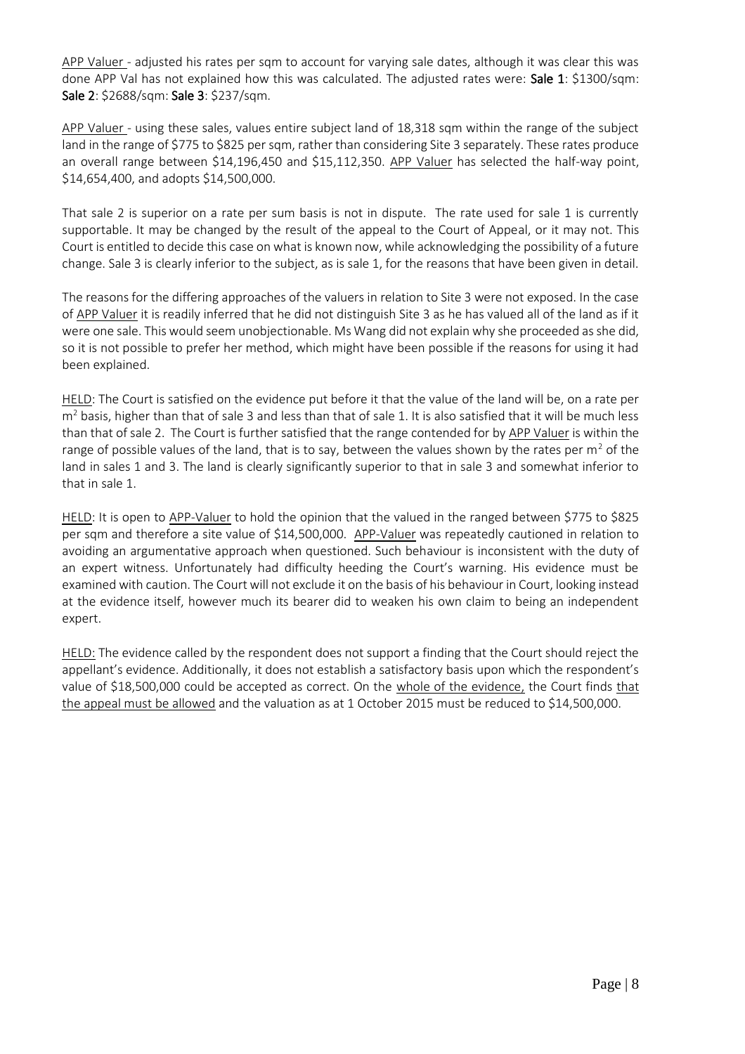APP Valuer - adjusted his rates per sqm to account for varying sale dates, although it was clear this was done APP Val has not explained how this was calculated. The adjusted rates were: **Sale 1**: $1300/sqm: **Sale 2**: $2688/sqm: **Sale 3**: $237/sqm.

APP Valuer - using these sales, values entire subject land of 18,318 sqm within the range of the subject land in the range of $775 to $825 per sqm, rather than considering Site 3 separately. These rates produce an overall range between $14,196,450 and $15,112,350. APP Valuer has selected the half-way point, $14,654,400, and adopts $14,500,000.

That sale 2 is superior on a rate per sum basis is not in dispute. The rate used for sale 1 is currently supportable. It may be changed by the result of the appeal to the Court of Appeal, or it may not. This Court is entitled to decide this case on what is known now, while acknowledging the possibility of a future change. Sale 3 is clearly inferior to the subject, as is sale 1, for the reasons that have been given in detail.

The reasons for the differing approaches of the valuers in relation to Site 3 were not exposed. In the case of APP Valuer it is readily inferred that he did not distinguish Site 3 as he has valued all of the land as if it were one sale. This would seem unobjectionable. Ms Wang did not explain why she proceeded as she did, so it is not possible to prefer her method, which might have been possible if the reasons for using it had been explained.

HELD: The Court is satisfied on the evidence put before it that the value of the land will be, on a rate per $m^2$ basis, higher than that of sale 3 and less than that of sale 1. It is also satisfied that it will be much less than that of sale 2. The Court is further satisfied that the range contended for by APP Valuer is within the range of possible values of the land, that is to say, between the values shown by the rates per $m^2$ of the land in sales 1 and 3. The land is clearly significantly superior to that in sale 3 and somewhat inferior to that in sale 1.

HELD: It is open to APP-Valuer to hold the opinion that the valued in the ranged between $775 to $825 per sqm and therefore a site value of $14,500,000. APP-Valuer was repeatedly cautioned in relation to avoiding an argumentative approach when questioned. Such behaviour is inconsistent with the duty of an expert witness. Unfortunately had difficulty heeding the Court's warning. His evidence must be examined with caution. The Court will not exclude it on the basis of his behaviour in Court, looking instead at the evidence itself, however much its bearer did to weaken his own claim to being an independent expert.

HELD: The evidence called by the respondent does not support a finding that the Court should reject the appellant's evidence. Additionally, it does not establish a satisfactory basis upon which the respondent's value of $18,500,000 could be accepted as correct. On the whole of the evidence, the Court finds that the appeal must be allowed and the valuation as at 1 October 2015 must be reduced to $14,500,000.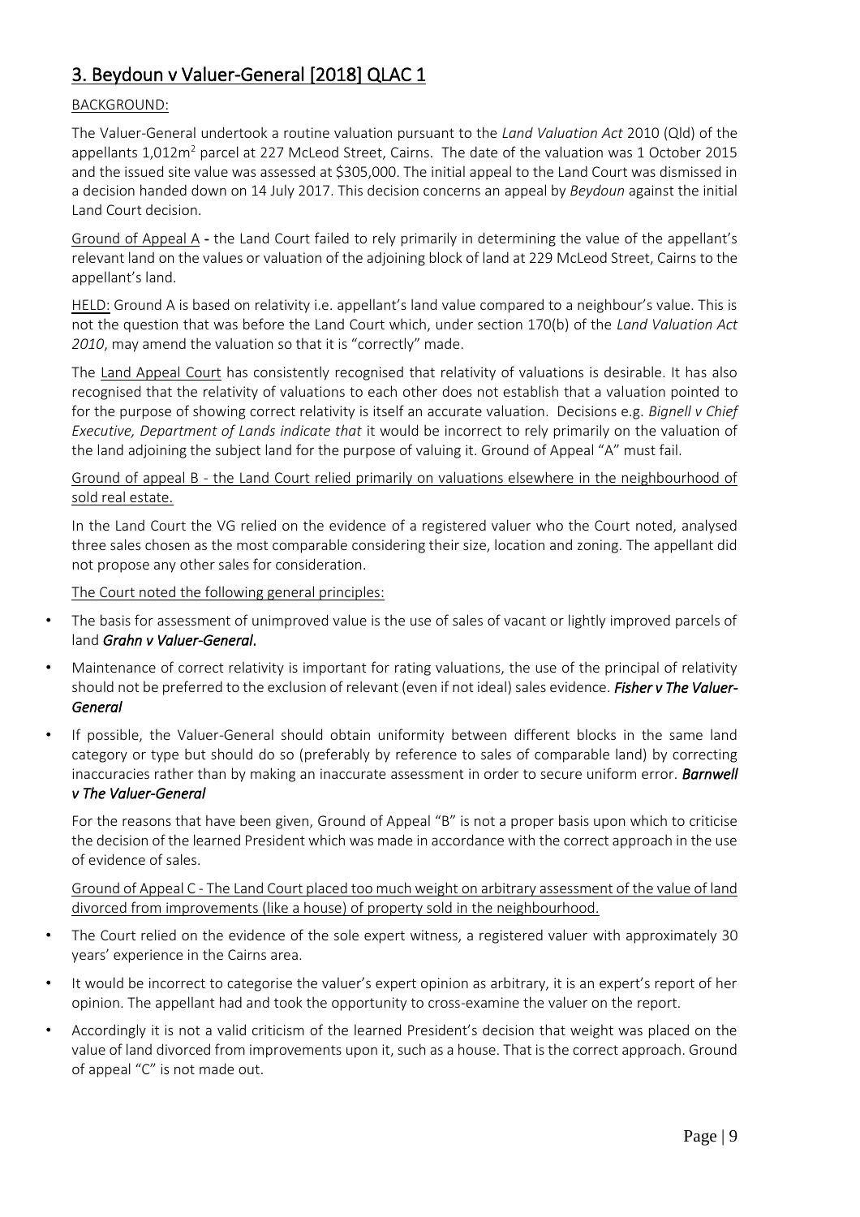## 3. Beydoun v Valuer-General [2018] QLAC 1

BACKGROUND:

The Valuer-General undertook a routine valuation pursuant to the *Land Valuation Act* 2010 (Qld) of the appellants 1,012m[2] parcel at 227 McLeod Street, Cairns. The date of the valuation was 1 October 2015 and the issued site value was assessed at $305,000. The initial appeal to the Land Court was dismissed in a decision handed down on 14 July 2017. This decision concerns an appeal by *Beydoun* against the initial Land Court decision.

Ground of Appeal A - the Land Court failed to rely primarily in determining the value of the appellant's relevant land on the values or valuation of the adjoining block of land at 229 McLeod Street, Cairns to the appellant's land.

HELD: Ground A is based on relativity i.e. appellant's land value compared to a neighbour's value. This is not the question that was before the Land Court which, under section 170(b) of the *Land Valuation Act 2010*, may amend the valuation so that it is "correctly" made.

The Land Appeal Court has consistently recognised that relativity of valuations is desirable. It has also recognised that the relativity of valuations to each other does not establish that a valuation pointed to for the purpose of showing correct relativity is itself an accurate valuation. Decisions e.g. *Bignell v Chief Executive, Department of Lands indicate that* it would be incorrect to rely primarily on the valuation of the land adjoining the subject land for the purpose of valuing it. Ground of Appeal "A" must fail.

Ground of appeal B - the Land Court relied primarily on valuations elsewhere in the neighbourhood of sold real estate.

In the Land Court the VG relied on the evidence of a registered valuer who the Court noted, analysed three sales chosen as the most comparable considering their size, location and zoning. The appellant did not propose any other sales for consideration.

The Court noted the following general principles:

- The basis for assessment of unimproved value is the use of sales of vacant or lightly improved parcels of land ***Grahn v Valuer-General***.
- Maintenance of correct relativity is important for rating valuations, the use of the principal of relativity should not be preferred to the exclusion of relevant (even if not ideal) sales evidence. ***Fisher v The Valuer-General***
- If possible, the Valuer-General should obtain uniformity between different blocks in the same land category or type but should do so (preferably by reference to sales of comparable land) by correcting inaccuracies rather than by making an inaccurate assessment in order to secure uniform error. ***Barnwell v The Valuer-General***

For the reasons that have been given, Ground of Appeal "B" is not a proper basis upon which to criticise the decision of the learned President which was made in accordance with the correct approach in the use of evidence of sales.

Ground of Appeal C - The Land Court placed too much weight on arbitrary assessment of the value of land divorced from improvements (like a house) of property sold in the neighbourhood.

- The Court relied on the evidence of the sole expert witness, a registered valuer with approximately 30 years' experience in the Cairns area.
- It would be incorrect to categorise the valuer's expert opinion as arbitrary, it is an expert's report of her opinion. The appellant had and took the opportunity to cross-examine the valuer on the report.
- Accordingly it is not a valid criticism of the learned President's decision that weight was placed on the value of land divorced from improvements upon it, such as a house. That is the correct approach. Ground of appeal "C" is not made out.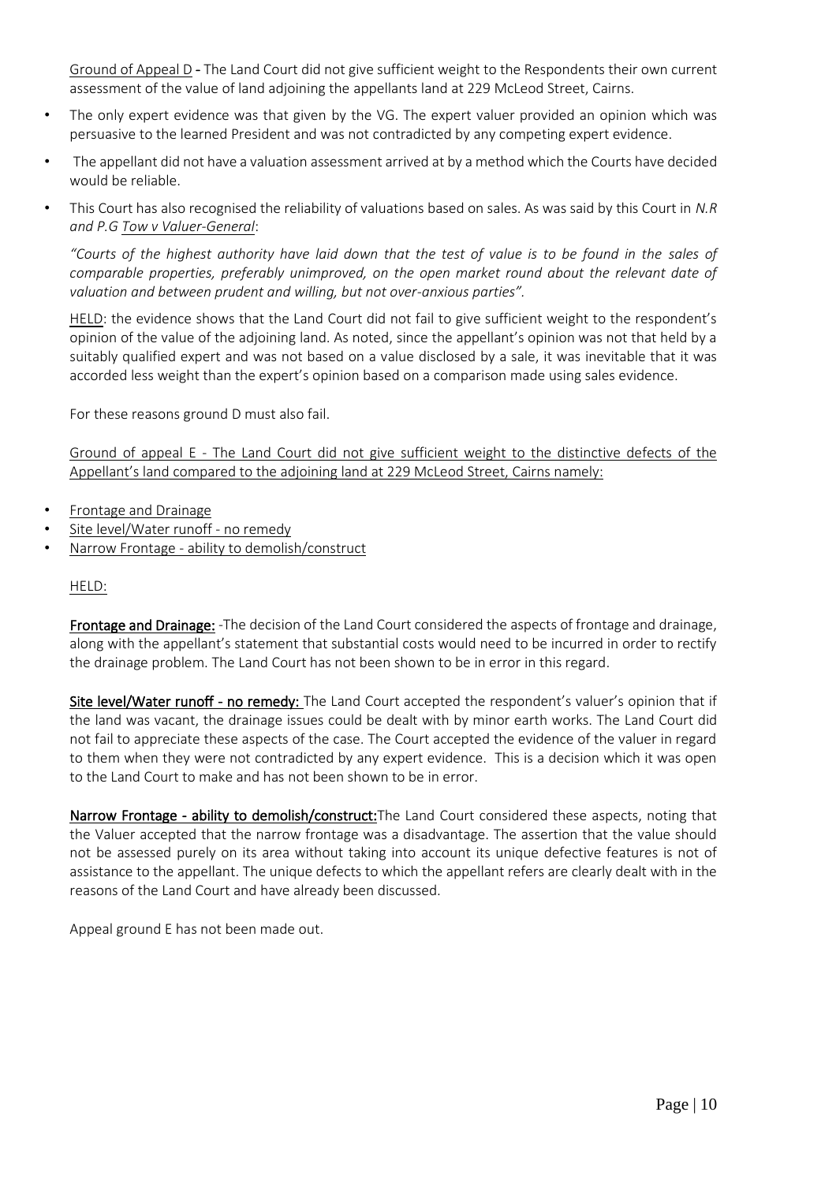Ground of Appeal D - The Land Court did not give sufficient weight to the Respondents their own current assessment of the value of land adjoining the appellants land at 229 McLeod Street, Cairns.

- The only expert evidence was that given by the VG. The expert valuer provided an opinion which was persuasive to the learned President and was not contradicted by any competing expert evidence.
- The appellant did not have a valuation assessment arrived at by a method which the Courts have decided would be reliable.
- This Court has also recognised the reliability of valuations based on sales. As was said by this Court in *N.R and P.G Tow v Valuer-General*:

*"Courts of the highest authority have laid down that the test of value is to be found in the sales of comparable properties, preferably unimproved, on the open market round about the relevant date of valuation and between prudent and willing, but not over-anxious parties".*

HELD: the evidence shows that the Land Court did not fail to give sufficient weight to the respondent's opinion of the value of the adjoining land. As noted, since the appellant's opinion was not that held by a suitably qualified expert and was not based on a value disclosed by a sale, it was inevitable that it was accorded less weight than the expert's opinion based on a comparison made using sales evidence.

For these reasons ground D must also fail.

Ground of appeal E - The Land Court did not give sufficient weight to the distinctive defects of the Appellant's land compared to the adjoining land at 229 McLeod Street, Cairns namely:

- Frontage and Drainage
- Site level/Water runoff - no remedy
- Narrow Frontage - ability to demolish/construct

HELD:

**Frontage and Drainage:** -The decision of the Land Court considered the aspects of frontage and drainage, along with the appellant's statement that substantial costs would need to be incurred in order to rectify the drainage problem. The Land Court has not been shown to be in error in this regard.

**Site level/Water runoff - no remedy:** The Land Court accepted the respondent's valuer's opinion that if the land was vacant, the drainage issues could be dealt with by minor earth works. The Land Court did not fail to appreciate these aspects of the case. The Court accepted the evidence of the valuer in regard to them when they were not contradicted by any expert evidence. This is a decision which it was open to the Land Court to make and has not been shown to be in error.

**Narrow Frontage - ability to demolish/construct:** The Land Court considered these aspects, noting that the Valuer accepted that the narrow frontage was a disadvantage. The assertion that the value should not be assessed purely on its area without taking into account its unique defective features is not of assistance to the appellant. The unique defects to which the appellant refers are clearly dealt with in the reasons of the Land Court and have already been discussed.

Appeal ground E has not been made out.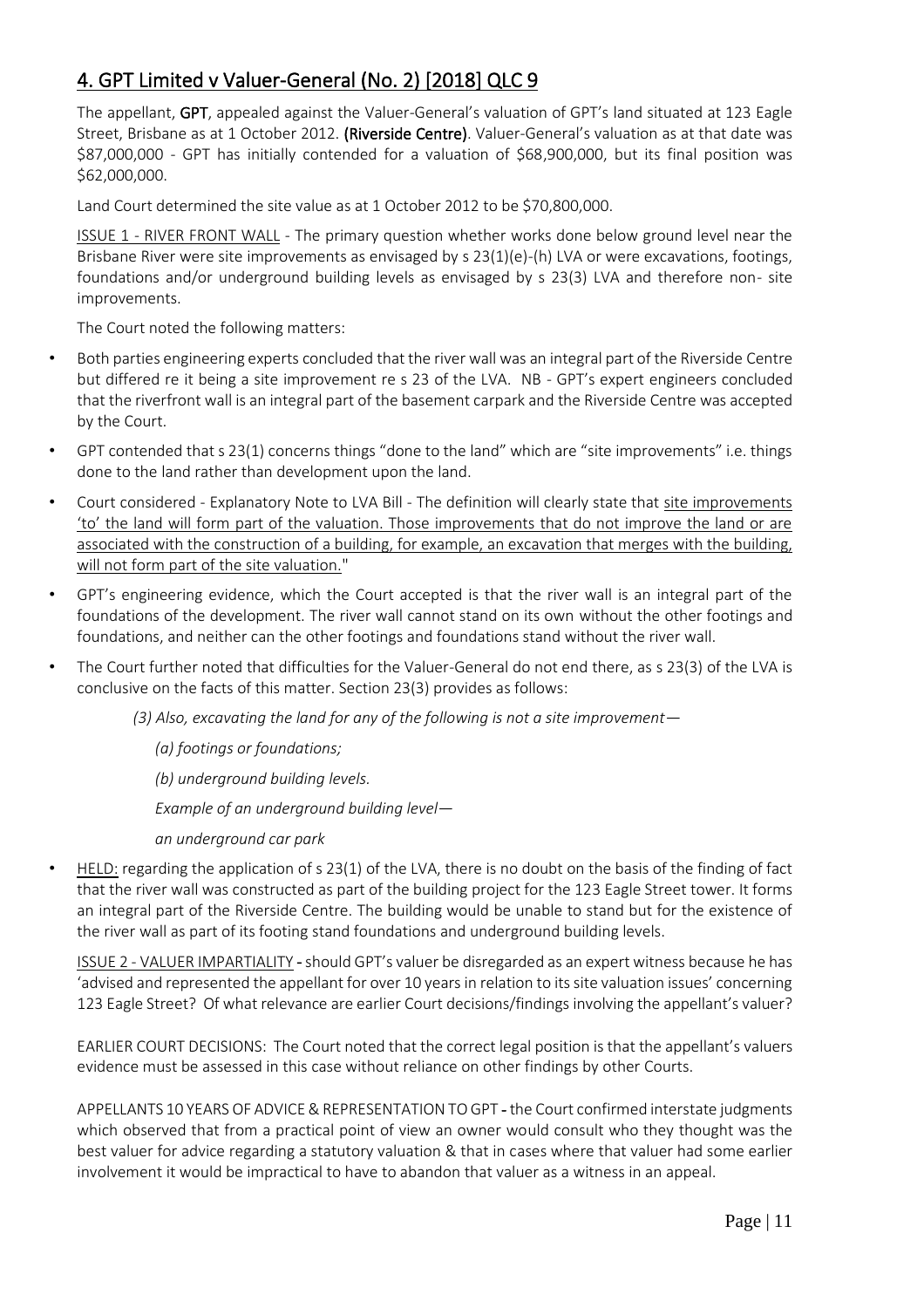## 4. GPT Limited v Valuer-General (No. 2) [2018] QLC 9

The appellant, **GPT**, appealed against the Valuer-General's valuation of GPT's land situated at 123 Eagle Street, Brisbane as at 1 October 2012. **(Riverside Centre)**. Valuer-General's valuation as at that date was $87,000,000 - GPT has initially contended for a valuation of $68,900,000, but its final position was $62,000,000.

Land Court determined the site value as at 1 October 2012 to be $70,800,000.

<u>ISSUE 1 - RIVER FRONT WALL</u> - The primary question whether works done below ground level near the Brisbane River were site improvements as envisaged by s 23(1)(e)-(h) LVA or were excavations, footings, foundations and/or underground building levels as envisaged by s 23(3) LVA and therefore non- site improvements.

The Court noted the following matters:

- Both parties engineering experts concluded that the river wall was an integral part of the Riverside Centre but differed re it being a site improvement re s 23 of the LVA. NB - GPT's expert engineers concluded that the riverfront wall is an integral part of the basement carpark and the Riverside Centre was accepted by the Court.
- GPT contended that s 23(1) concerns things "done to the land" which are "site improvements" i.e. things done to the land rather than development upon the land.
- Court considered - Explanatory Note to LVA Bill - The definition will clearly state that <u>site improvements 'to' the land will form part of the valuation. Those improvements that do not improve the land or are associated with the construction of a building, for example, an excavation that merges with the building, will not form part of the site valuation.</u>"
- GPT's engineering evidence, which the Court accepted is that the river wall is an integral part of the foundations of the development. The river wall cannot stand on its own without the other footings and foundations, and neither can the other footings and foundations stand without the river wall.
- The Court further noted that difficulties for the Valuer-General do not end there, as s 23(3) of the LVA is conclusive on the facts of this matter. Section 23(3) provides as follows:

  *(3) Also, excavating the land for any of the following is not a site improvement—*

  *(a) footings or foundations;*

  *(b) underground building levels.*

  *Example of an underground building level—*

  *an underground car park*

- <u>HELD:</u> regarding the application of s 23(1) of the LVA, there is no doubt on the basis of the finding of fact that the river wall was constructed as part of the building project for the 123 Eagle Street tower. It forms an integral part of the Riverside Centre. The building would be unable to stand but for the existence of the river wall as part of its footing stand foundations and underground building levels.

<u>ISSUE 2 - VALUER IMPARTIALITY</u> - should GPT's valuer be disregarded as an expert witness because he has 'advised and represented the appellant for over 10 years in relation to its site valuation issues' concerning 123 Eagle Street? Of what relevance are earlier Court decisions/findings involving the appellant's valuer?

EARLIER COURT DECISIONS: The Court noted that the correct legal position is that the appellant's valuers evidence must be assessed in this case without reliance on other findings by other Courts.

APPELLANTS 10 YEARS OF ADVICE & REPRESENTATION TO GPT - the Court confirmed interstate judgments which observed that from a practical point of view an owner would consult who they thought was the best valuer for advice regarding a statutory valuation & that in cases where that valuer had some earlier involvement it would be impractical to have to abandon that valuer as a witness in an appeal.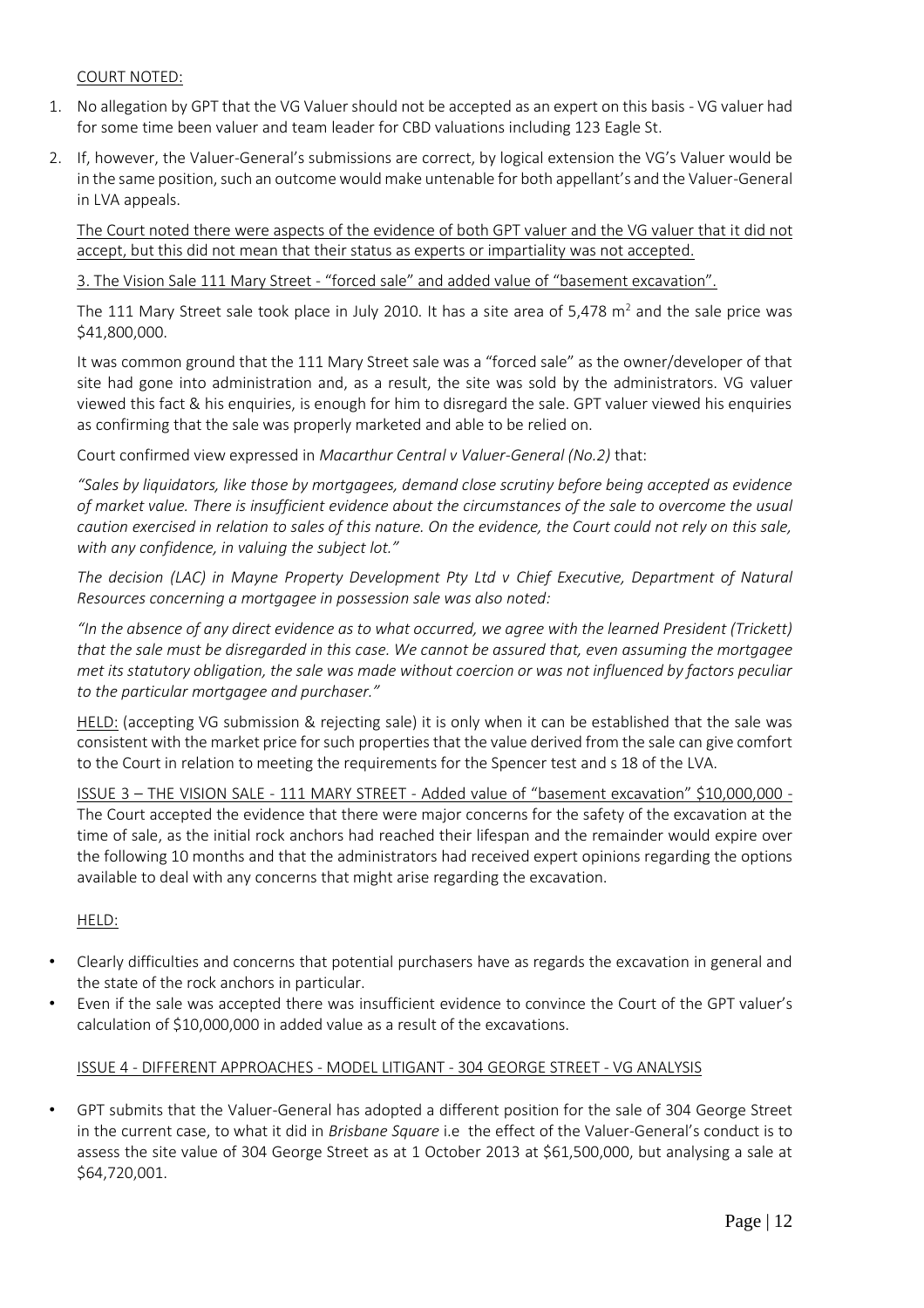COURT NOTED:

1. No allegation by GPT that the VG Valuer should not be accepted as an expert on this basis - VG valuer had for some time been valuer and team leader for CBD valuations including 123 Eagle St.
2. If, however, the Valuer-General's submissions are correct, by logical extension the VG's Valuer would be in the same position, such an outcome would make untenable for both appellant's and the Valuer-General in LVA appeals.

   The Court noted there were aspects of the evidence of both GPT valuer and the VG valuer that it did not accept, but this did not mean that their status as experts or impartiality was not accepted.

   3. The Vision Sale 111 Mary Street - "forced sale" and added value of "basement excavation".

   The 111 Mary Street sale took place in July 2010. It has a site area of 5,478 m$^2$ and the sale price was $41,800,000.

   It was common ground that the 111 Mary Street sale was a "forced sale" as the owner/developer of that site had gone into administration and, as a result, the site was sold by the administrators. VG valuer viewed this fact & his enquiries, is enough for him to disregard the sale. GPT valuer viewed his enquiries as confirming that the sale was properly marketed and able to be relied on.

   Court confirmed view expressed in *Macarthur Central v Valuer-General (No.2)* that:

   *"Sales by liquidators, like those by mortgagees, demand close scrutiny before being accepted as evidence of market value. There is insufficient evidence about the circumstances of the sale to overcome the usual caution exercised in relation to sales of this nature. On the evidence, the Court could not rely on this sale, with any confidence, in valuing the subject lot."*

   *The decision (LAC) in Mayne Property Development Pty Ltd v Chief Executive, Department of Natural Resources concerning a mortgagee in possession sale was also noted:*

   *"In the absence of any direct evidence as to what occurred, we agree with the learned President (Trickett) that the sale must be disregarded in this case. We cannot be assured that, even assuming the mortgagee met its statutory obligation, the sale was made without coercion or was not influenced by factors peculiar to the particular mortgagee and purchaser."*

   HELD: (accepting VG submission & rejecting sale) it is only when it can be established that the sale was consistent with the market price for such properties that the value derived from the sale can give comfort to the Court in relation to meeting the requirements for the Spencer test and s 18 of the LVA.

   ISSUE 3 – THE VISION SALE - 111 MARY STREET - Added value of "basement excavation" $10,000,000 - The Court accepted the evidence that there were major concerns for the safety of the excavation at the time of sale, as the initial rock anchors had reached their lifespan and the remainder would expire over the following 10 months and that the administrators had received expert opinions regarding the options available to deal with any concerns that might arise regarding the excavation.

   HELD:

- Clearly difficulties and concerns that potential purchasers have as regards the excavation in general and the state of the rock anchors in particular.
- Even if the sale was accepted there was insufficient evidence to convince the Court of the GPT valuer's calculation of $10,000,000 in added value as a result of the excavations.

ISSUE 4 - DIFFERENT APPROACHES - MODEL LITIGANT - 304 GEORGE STREET - VG ANALYSIS

- GPT submits that the Valuer-General has adopted a different position for the sale of 304 George Street in the current case, to what it did in *Brisbane Square* i.e the effect of the Valuer-General's conduct is to assess the site value of 304 George Street as at 1 October 2013 at $61,500,000, but analysing a sale at $64,720,001.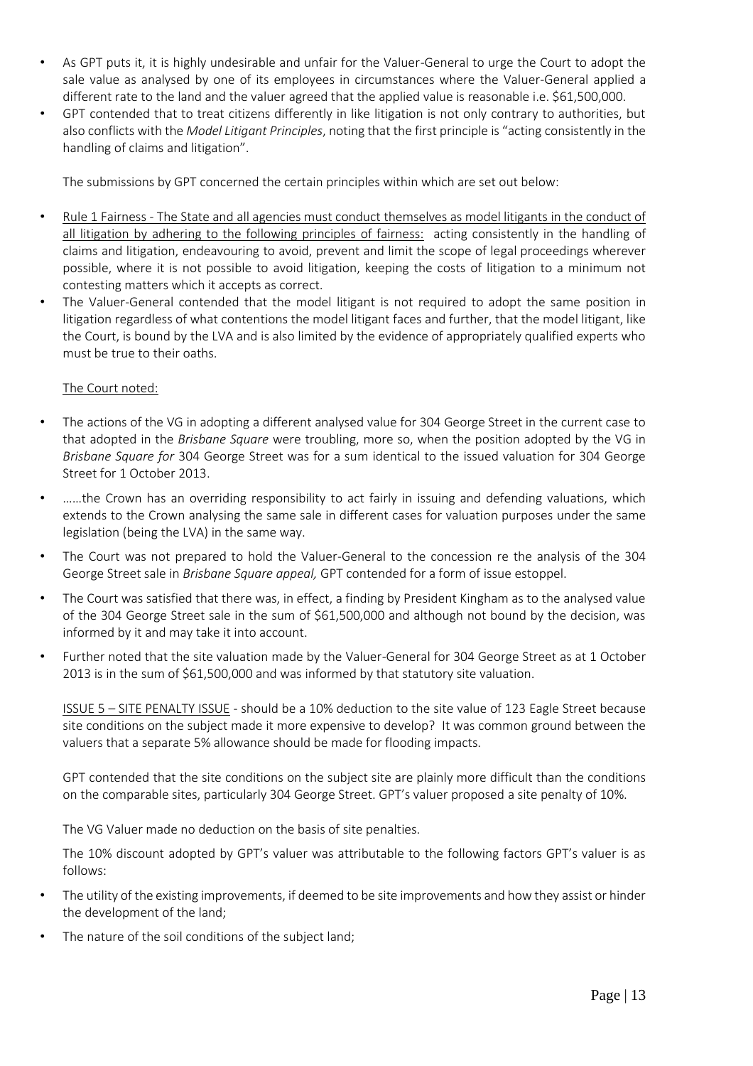- As GPT puts it, it is highly undesirable and unfair for the Valuer-General to urge the Court to adopt the sale value as analysed by one of its employees in circumstances where the Valuer-General applied a different rate to the land and the valuer agreed that the applied value is reasonable i.e. $61,500,000.
- GPT contended that to treat citizens differently in like litigation is not only contrary to authorities, but also conflicts with the *Model Litigant Principles*, noting that the first principle is "acting consistently in the handling of claims and litigation".

The submissions by GPT concerned the certain principles within which are set out below:

- Rule 1 Fairness - The State and all agencies must conduct themselves as model litigants in the conduct of all litigation by adhering to the following principles of fairness: acting consistently in the handling of claims and litigation, endeavouring to avoid, prevent and limit the scope of legal proceedings wherever possible, where it is not possible to avoid litigation, keeping the costs of litigation to a minimum not contesting matters which it accepts as correct.
- The Valuer-General contended that the model litigant is not required to adopt the same position in litigation regardless of what contentions the model litigant faces and further, that the model litigant, like the Court, is bound by the LVA and is also limited by the evidence of appropriately qualified experts who must be true to their oaths.

The Court noted:

- The actions of the VG in adopting a different analysed value for 304 George Street in the current case to that adopted in the *Brisbane Square* were troubling, more so, when the position adopted by the VG in *Brisbane Square for* 304 George Street was for a sum identical to the issued valuation for 304 George Street for 1 October 2013.
- ……the Crown has an overriding responsibility to act fairly in issuing and defending valuations, which extends to the Crown analysing the same sale in different cases for valuation purposes under the same legislation (being the LVA) in the same way.
- The Court was not prepared to hold the Valuer-General to the concession re the analysis of the 304 George Street sale in *Brisbane Square appeal,* GPT contended for a form of issue estoppel.
- The Court was satisfied that there was, in effect, a finding by President Kingham as to the analysed value of the 304 George Street sale in the sum of $61,500,000 and although not bound by the decision, was informed by it and may take it into account.
- Further noted that the site valuation made by the Valuer-General for 304 George Street as at 1 October 2013 is in the sum of $61,500,000 and was informed by that statutory site valuation.

ISSUE 5 – SITE PENALTY ISSUE - should be a 10% deduction to the site value of 123 Eagle Street because site conditions on the subject made it more expensive to develop? It was common ground between the valuers that a separate 5% allowance should be made for flooding impacts.

GPT contended that the site conditions on the subject site are plainly more difficult than the conditions on the comparable sites, particularly 304 George Street. GPT's valuer proposed a site penalty of 10%.

The VG Valuer made no deduction on the basis of site penalties.

The 10% discount adopted by GPT's valuer was attributable to the following factors GPT's valuer is as follows:

- The utility of the existing improvements, if deemed to be site improvements and how they assist or hinder the development of the land;
- The nature of the soil conditions of the subject land;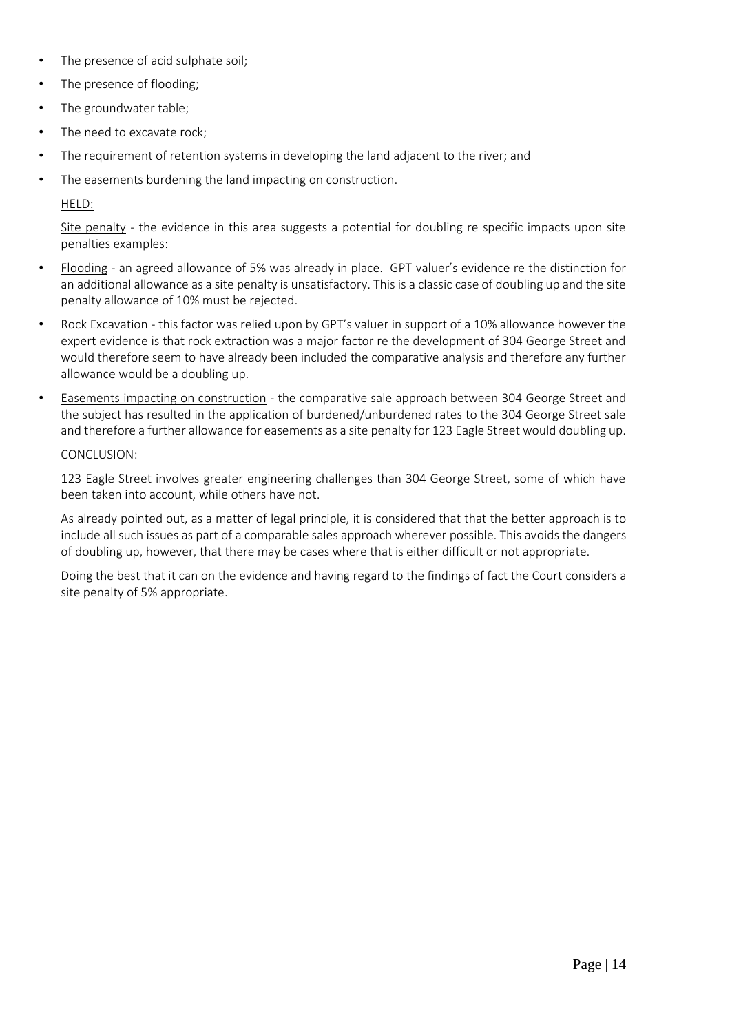- The presence of acid sulphate soil;
- The presence of flooding;
- The groundwater table;
- The need to excavate rock;
- The requirement of retention systems in developing the land adjacent to the river; and
- The easements burdening the land impacting on construction.

HELD:

Site penalty - the evidence in this area suggests a potential for doubling re specific impacts upon site penalties examples:

- Flooding - an agreed allowance of 5% was already in place. GPT valuer's evidence re the distinction for an additional allowance as a site penalty is unsatisfactory. This is a classic case of doubling up and the site penalty allowance of 10% must be rejected.
- Rock Excavation - this factor was relied upon by GPT's valuer in support of a 10% allowance however the expert evidence is that rock extraction was a major factor re the development of 304 George Street and would therefore seem to have already been included the comparative analysis and therefore any further allowance would be a doubling up.
- Easements impacting on construction - the comparative sale approach between 304 George Street and the subject has resulted in the application of burdened/unburdened rates to the 304 George Street sale and therefore a further allowance for easements as a site penalty for 123 Eagle Street would doubling up.

CONCLUSION:

123 Eagle Street involves greater engineering challenges than 304 George Street, some of which have been taken into account, while others have not.

As already pointed out, as a matter of legal principle, it is considered that that the better approach is to include all such issues as part of a comparable sales approach wherever possible. This avoids the dangers of doubling up, however, that there may be cases where that is either difficult or not appropriate.

Doing the best that it can on the evidence and having regard to the findings of fact the Court considers a site penalty of 5% appropriate.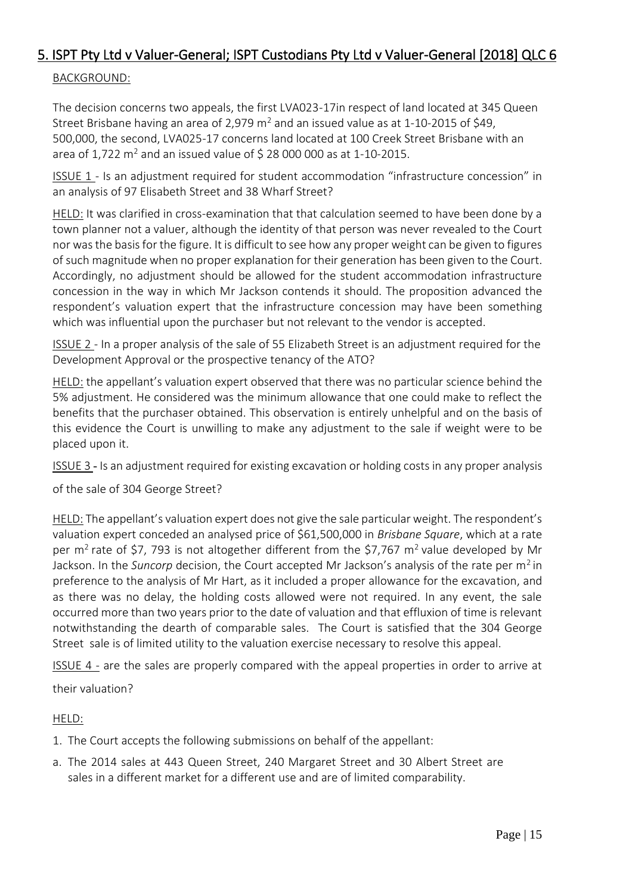## 5. ISPT Pty Ltd v Valuer-General; ISPT Custodians Pty Ltd v Valuer-General [2018] QLC 6

BACKGROUND:

The decision concerns two appeals, the first LVA023-17in respect of land located at 345 Queen Street Brisbane having an area of 2,979 $m^2$ and an issued value as at 1-10-2015 of $49, 500,000, the second, LVA025-17 concerns land located at 100 Creek Street Brisbane with an area of 1,722 $m^2$ and an issued value of $ 28 000 000 as at 1-10-2015.

ISSUE 1 - Is an adjustment required for student accommodation "infrastructure concession" in an analysis of 97 Elisabeth Street and 38 Wharf Street?

HELD: It was clarified in cross-examination that that calculation seemed to have been done by a town planner not a valuer, although the identity of that person was never revealed to the Court nor was the basis for the figure. It is difficult to see how any proper weight can be given to figures of such magnitude when no proper explanation for their generation has been given to the Court. Accordingly, no adjustment should be allowed for the student accommodation infrastructure concession in the way in which Mr Jackson contends it should. The proposition advanced the respondent's valuation expert that the infrastructure concession may have been something which was influential upon the purchaser but not relevant to the vendor is accepted.

ISSUE 2 - In a proper analysis of the sale of 55 Elizabeth Street is an adjustment required for the Development Approval or the prospective tenancy of the ATO?

HELD: the appellant's valuation expert observed that there was no particular science behind the 5% adjustment. He considered was the minimum allowance that one could make to reflect the benefits that the purchaser obtained. This observation is entirely unhelpful and on the basis of this evidence the Court is unwilling to make any adjustment to the sale if weight were to be placed upon it.

ISSUE 3 - Is an adjustment required for existing excavation or holding costs in any proper analysis of the sale of 304 George Street?

HELD: The appellant's valuation expert does not give the sale particular weight. The respondent's valuation expert conceded an analysed price of $61,500,000 in *Brisbane Square*, which at a rate per $m^2$ rate of $7, 793 is not altogether different from the $7,767 $m^2$ value developed by Mr Jackson. In the *Suncorp* decision, the Court accepted Mr Jackson's analysis of the rate per $m^2$ in preference to the analysis of Mr Hart, as it included a proper allowance for the excavation, and as there was no delay, the holding costs allowed were not required. In any event, the sale occurred more than two years prior to the date of valuation and that effluxion of time is relevant notwithstanding the dearth of comparable sales. The Court is satisfied that the 304 George Street sale is of limited utility to the valuation exercise necessary to resolve this appeal.

ISSUE 4 - are the sales are properly compared with the appeal properties in order to arrive at their valuation?

HELD:

1. The Court accepts the following submissions on behalf of the appellant:

a. The 2014 sales at 443 Queen Street, 240 Margaret Street and 30 Albert Street are sales in a different market for a different use and are of limited comparability.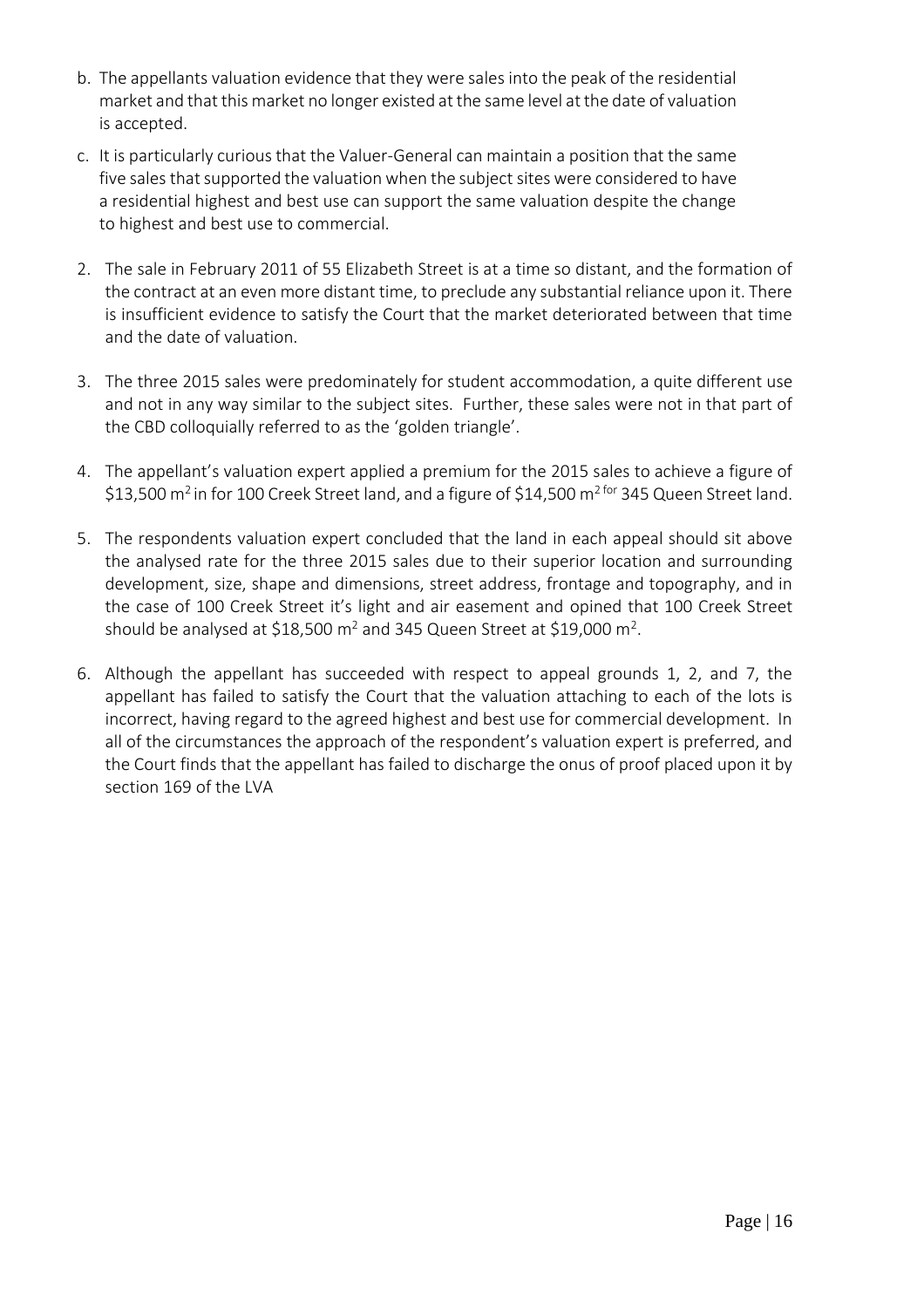b. The appellants valuation evidence that they were sales into the peak of the residential market and that this market no longer existed at the same level at the date of valuation is accepted.

c. It is particularly curious that the Valuer-General can maintain a position that the same five sales that supported the valuation when the subject sites were considered to have a residential highest and best use can support the same valuation despite the change to highest and best use to commercial.

2. The sale in February 2011 of 55 Elizabeth Street is at a time so distant, and the formation of the contract at an even more distant time, to preclude any substantial reliance upon it. There is insufficient evidence to satisfy the Court that the market deteriorated between that time and the date of valuation.

3. The three 2015 sales were predominately for student accommodation, a quite different use and not in any way similar to the subject sites. Further, these sales were not in that part of the CBD colloquially referred to as the 'golden triangle'.

4. The appellant's valuation expert applied a premium for the 2015 sales to achieve a figure of \$13,500 m$^2$ in for 100 Creek Street land, and a figure of \$14,500 m$^{2 \text{ for}}$ 345 Queen Street land.

5. The respondents valuation expert concluded that the land in each appeal should sit above the analysed rate for the three 2015 sales due to their superior location and surrounding development, size, shape and dimensions, street address, frontage and topography, and in the case of 100 Creek Street it's light and air easement and opined that 100 Creek Street should be analysed at \$18,500 m$^2$ and 345 Queen Street at \$19,000 m$^2$.

6. Although the appellant has succeeded with respect to appeal grounds 1, 2, and 7, the appellant has failed to satisfy the Court that the valuation attaching to each of the lots is incorrect, having regard to the agreed highest and best use for commercial development. In all of the circumstances the approach of the respondent's valuation expert is preferred, and the Court finds that the appellant has failed to discharge the onus of proof placed upon it by section 169 of the LVA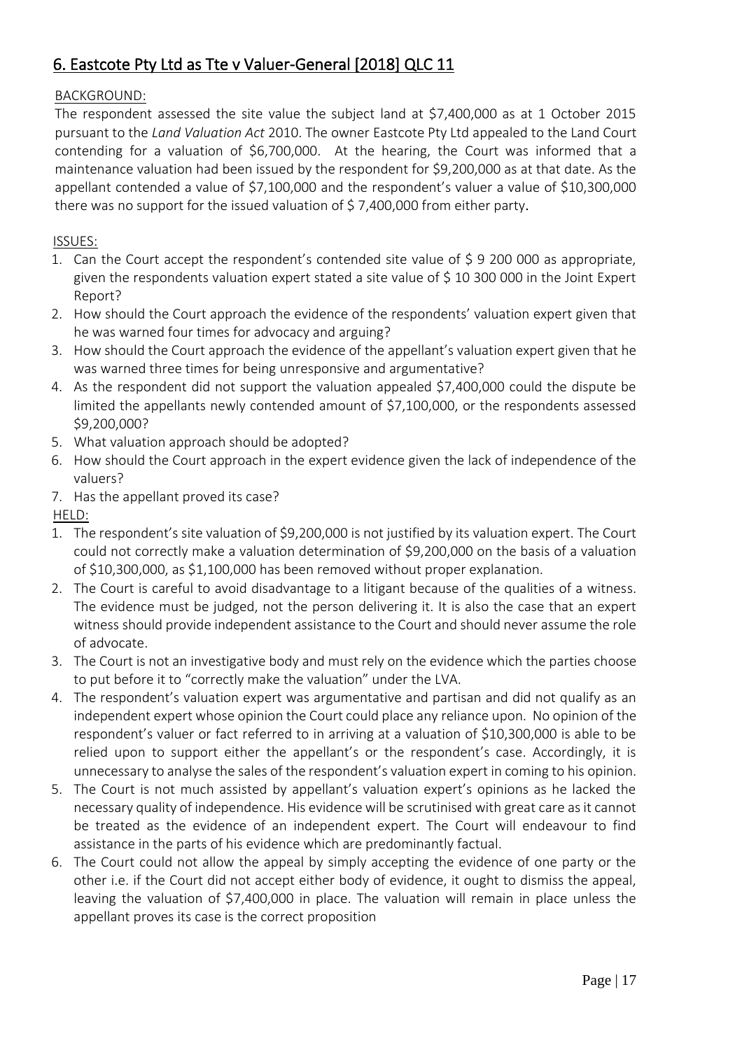## 6. Eastcote Pty Ltd as Tte v Valuer-General [2018] QLC 11

BACKGROUND:

The respondent assessed the site value the subject land at $7,400,000 as at 1 October 2015 pursuant to the *Land Valuation Act* 2010. The owner Eastcote Pty Ltd appealed to the Land Court contending for a valuation of $6,700,000. At the hearing, the Court was informed that a maintenance valuation had been issued by the respondent for $9,200,000 as at that date. As the appellant contended a value of $7,100,000 and the respondent's valuer a value of $10,300,000 there was no support for the issued valuation of $ 7,400,000 from either party.

ISSUES:

1. Can the Court accept the respondent's contended site value of $ 9 200 000 as appropriate, given the respondents valuation expert stated a site value of $ 10 300 000 in the Joint Expert Report?
2. How should the Court approach the evidence of the respondents' valuation expert given that he was warned four times for advocacy and arguing?
3. How should the Court approach the evidence of the appellant's valuation expert given that he was warned three times for being unresponsive and argumentative?
4. As the respondent did not support the valuation appealed $7,400,000 could the dispute be limited the appellants newly contended amount of $7,100,000, or the respondents assessed $9,200,000?
5. What valuation approach should be adopted?
6. How should the Court approach in the expert evidence given the lack of independence of the valuers?
7. Has the appellant proved its case?

HELD:

1. The respondent's site valuation of $9,200,000 is not justified by its valuation expert. The Court could not correctly make a valuation determination of $9,200,000 on the basis of a valuation of $10,300,000, as $1,100,000 has been removed without proper explanation.
2. The Court is careful to avoid disadvantage to a litigant because of the qualities of a witness. The evidence must be judged, not the person delivering it. It is also the case that an expert witness should provide independent assistance to the Court and should never assume the role of advocate.
3. The Court is not an investigative body and must rely on the evidence which the parties choose to put before it to "correctly make the valuation" under the LVA.
4. The respondent's valuation expert was argumentative and partisan and did not qualify as an independent expert whose opinion the Court could place any reliance upon. No opinion of the respondent's valuer or fact referred to in arriving at a valuation of $10,300,000 is able to be relied upon to support either the appellant's or the respondent's case. Accordingly, it is unnecessary to analyse the sales of the respondent's valuation expert in coming to his opinion.
5. The Court is not much assisted by appellant's valuation expert's opinions as he lacked the necessary quality of independence. His evidence will be scrutinised with great care as it cannot be treated as the evidence of an independent expert. The Court will endeavour to find assistance in the parts of his evidence which are predominantly factual.
6. The Court could not allow the appeal by simply accepting the evidence of one party or the other i.e. if the Court did not accept either body of evidence, it ought to dismiss the appeal, leaving the valuation of $7,400,000 in place. The valuation will remain in place unless the appellant proves its case is the correct proposition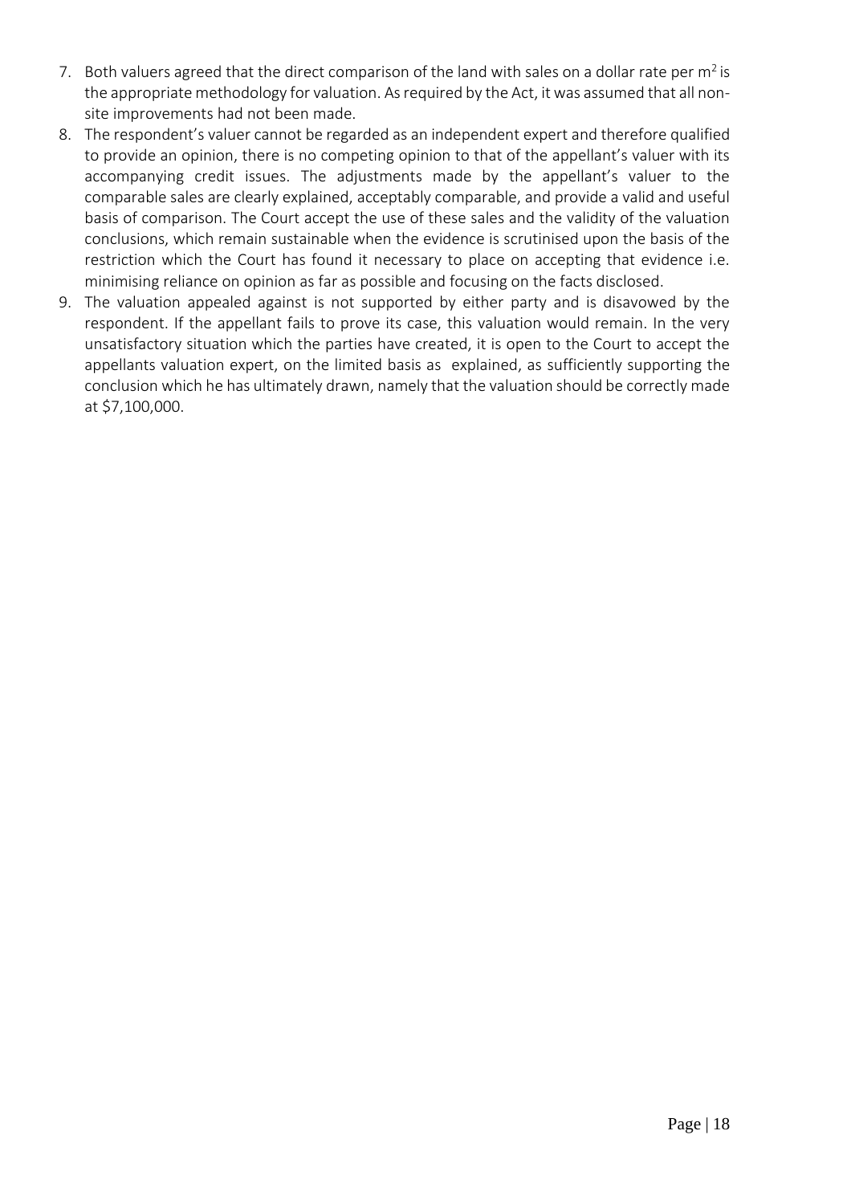7. Both valuers agreed that the direct comparison of the land with sales on a dollar rate per $m^2$ is the appropriate methodology for valuation. As required by the Act, it was assumed that all non-site improvements had not been made.
8. The respondent's valuer cannot be regarded as an independent expert and therefore qualified to provide an opinion, there is no competing opinion to that of the appellant's valuer with its accompanying credit issues. The adjustments made by the appellant's valuer to the comparable sales are clearly explained, acceptably comparable, and provide a valid and useful basis of comparison. The Court accept the use of these sales and the validity of the valuation conclusions, which remain sustainable when the evidence is scrutinised upon the basis of the restriction which the Court has found it necessary to place on accepting that evidence i.e. minimising reliance on opinion as far as possible and focusing on the facts disclosed.
9. The valuation appealed against is not supported by either party and is disavowed by the respondent. If the appellant fails to prove its case, this valuation would remain. In the very unsatisfactory situation which the parties have created, it is open to the Court to accept the appellants valuation expert, on the limited basis as explained, as sufficiently supporting the conclusion which he has ultimately drawn, namely that the valuation should be correctly made at $7,100,000.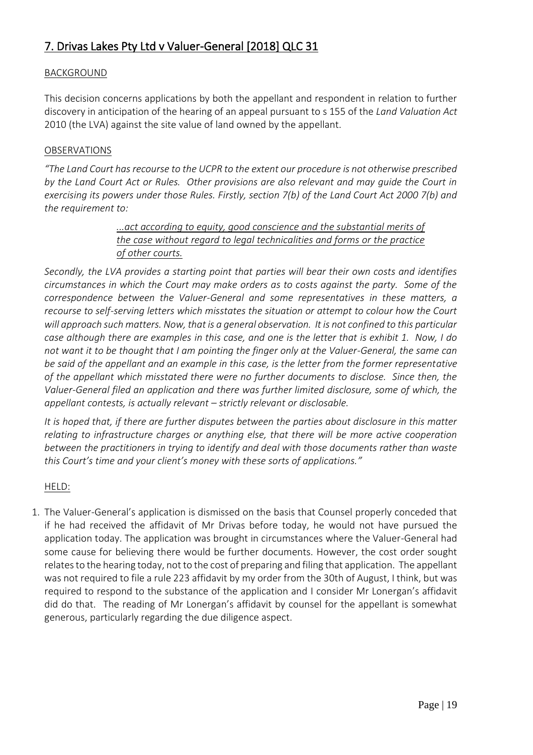## 7. Drivas Lakes Pty Ltd v Valuer-General [2018] QLC 31

BACKGROUND

This decision concerns applications by both the appellant and respondent in relation to further discovery in anticipation of the hearing of an appeal pursuant to s 155 of the *Land Valuation Act* 2010 (the LVA) against the site value of land owned by the appellant.

OBSERVATIONS

*"The Land Court has recourse to the UCPR to the extent our procedure is not otherwise prescribed by the Land Court Act or Rules. Other provisions are also relevant and may guide the Court in exercising its powers under those Rules. Firstly, section 7(b) of the Land Court Act 2000 7(b) and the requirement to:*

> *...act according to equity, good conscience and the substantial merits of the case without regard to legal technicalities and forms or the practice of other courts.*

*Secondly, the LVA provides a starting point that parties will bear their own costs and identifies circumstances in which the Court may make orders as to costs against the party. Some of the correspondence between the Valuer-General and some representatives in these matters, a recourse to self-serving letters which misstates the situation or attempt to colour how the Court will approach such matters. Now, that is a general observation. It is not confined to this particular case although there are examples in this case, and one is the letter that is exhibit 1. Now, I do not want it to be thought that I am pointing the finger only at the Valuer-General, the same can be said of the appellant and an example in this case, is the letter from the former representative of the appellant which misstated there were no further documents to disclose. Since then, the Valuer-General filed an application and there was further limited disclosure, some of which, the appellant contests, is actually relevant – strictly relevant or disclosable.*

*It is hoped that, if there are further disputes between the parties about disclosure in this matter relating to infrastructure charges or anything else, that there will be more active cooperation between the practitioners in trying to identify and deal with those documents rather than waste this Court's time and your client's money with these sorts of applications."*

HELD:

1. The Valuer-General's application is dismissed on the basis that Counsel properly conceded that if he had received the affidavit of Mr Drivas before today, he would not have pursued the application today. The application was brought in circumstances where the Valuer-General had some cause for believing there would be further documents. However, the cost order sought relates to the hearing today, not to the cost of preparing and filing that application. The appellant was not required to file a rule 223 affidavit by my order from the 30th of August, I think, but was required to respond to the substance of the application and I consider Mr Lonergan's affidavit did do that. The reading of Mr Lonergan's affidavit by counsel for the appellant is somewhat generous, particularly regarding the due diligence aspect.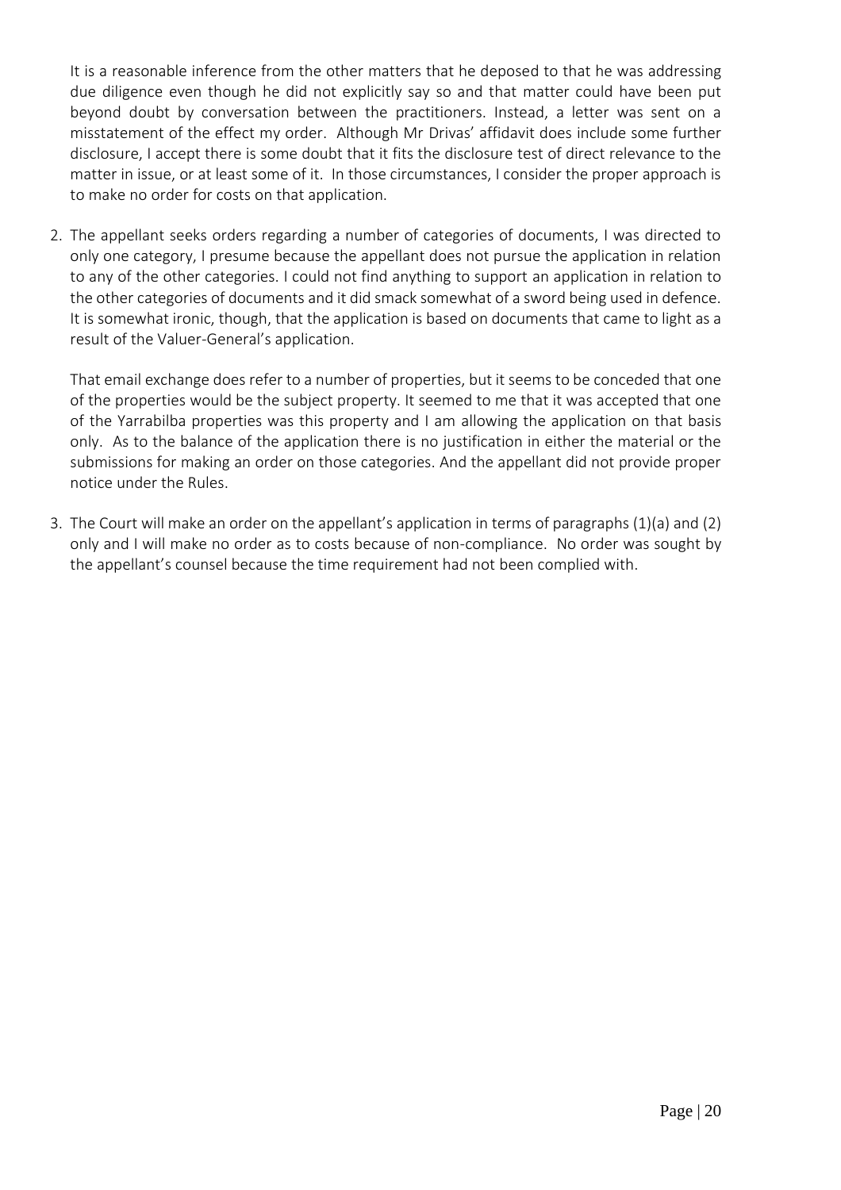It is a reasonable inference from the other matters that he deposed to that he was addressing due diligence even though he did not explicitly say so and that matter could have been put beyond doubt by conversation between the practitioners. Instead, a letter was sent on a misstatement of the effect my order. Although Mr Drivas' affidavit does include some further disclosure, I accept there is some doubt that it fits the disclosure test of direct relevance to the matter in issue, or at least some of it. In those circumstances, I consider the proper approach is to make no order for costs on that application.

2. The appellant seeks orders regarding a number of categories of documents, I was directed to only one category, I presume because the appellant does not pursue the application in relation to any of the other categories. I could not find anything to support an application in relation to the other categories of documents and it did smack somewhat of a sword being used in defence. It is somewhat ironic, though, that the application is based on documents that came to light as a result of the Valuer-General's application.

   That email exchange does refer to a number of properties, but it seems to be conceded that one of the properties would be the subject property. It seemed to me that it was accepted that one of the Yarrabilba properties was this property and I am allowing the application on that basis only. As to the balance of the application there is no justification in either the material or the submissions for making an order on those categories. And the appellant did not provide proper notice under the Rules.

3. The Court will make an order on the appellant's application in terms of paragraphs (1)(a) and (2) only and I will make no order as to costs because of non-compliance. No order was sought by the appellant's counsel because the time requirement had not been complied with.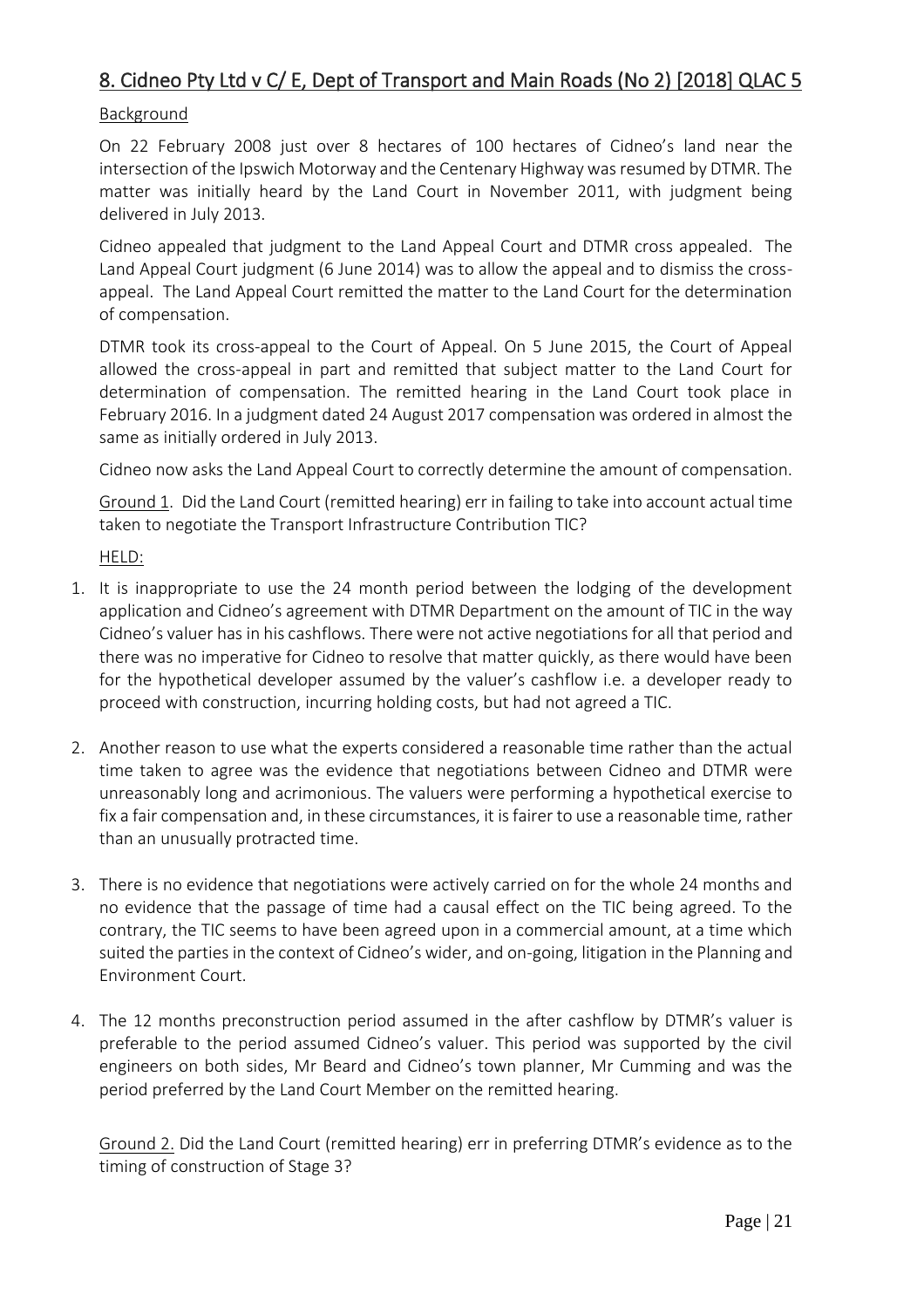## 8. Cidneo Pty Ltd v C/ E, Dept of Transport and Main Roads (No 2) [2018] QLAC 5

Background

On 22 February 2008 just over 8 hectares of 100 hectares of Cidneo's land near the intersection of the Ipswich Motorway and the Centenary Highway was resumed by DTMR. The matter was initially heard by the Land Court in November 2011, with judgment being delivered in July 2013.

Cidneo appealed that judgment to the Land Appeal Court and DTMR cross appealed. The Land Appeal Court judgment (6 June 2014) was to allow the appeal and to dismiss the cross-appeal. The Land Appeal Court remitted the matter to the Land Court for the determination of compensation.

DTMR took its cross-appeal to the Court of Appeal. On 5 June 2015, the Court of Appeal allowed the cross-appeal in part and remitted that subject matter to the Land Court for determination of compensation. The remitted hearing in the Land Court took place in February 2016. In a judgment dated 24 August 2017 compensation was ordered in almost the same as initially ordered in July 2013.

Cidneo now asks the Land Appeal Court to correctly determine the amount of compensation.

Ground 1. Did the Land Court (remitted hearing) err in failing to take into account actual time taken to negotiate the Transport Infrastructure Contribution TIC?

HELD:

1. It is inappropriate to use the 24 month period between the lodging of the development application and Cidneo's agreement with DTMR Department on the amount of TIC in the way Cidneo's valuer has in his cashflows. There were not active negotiations for all that period and there was no imperative for Cidneo to resolve that matter quickly, as there would have been for the hypothetical developer assumed by the valuer's cashflow i.e. a developer ready to proceed with construction, incurring holding costs, but had not agreed a TIC.

2. Another reason to use what the experts considered a reasonable time rather than the actual time taken to agree was the evidence that negotiations between Cidneo and DTMR were unreasonably long and acrimonious. The valuers were performing a hypothetical exercise to fix a fair compensation and, in these circumstances, it is fairer to use a reasonable time, rather than an unusually protracted time.

3. There is no evidence that negotiations were actively carried on for the whole 24 months and no evidence that the passage of time had a causal effect on the TIC being agreed. To the contrary, the TIC seems to have been agreed upon in a commercial amount, at a time which suited the parties in the context of Cidneo's wider, and on-going, litigation in the Planning and Environment Court.

4. The 12 months preconstruction period assumed in the after cashflow by DTMR's valuer is preferable to the period assumed Cidneo's valuer. This period was supported by the civil engineers on both sides, Mr Beard and Cidneo's town planner, Mr Cumming and was the period preferred by the Land Court Member on the remitted hearing.

Ground 2. Did the Land Court (remitted hearing) err in preferring DTMR's evidence as to the timing of construction of Stage 3?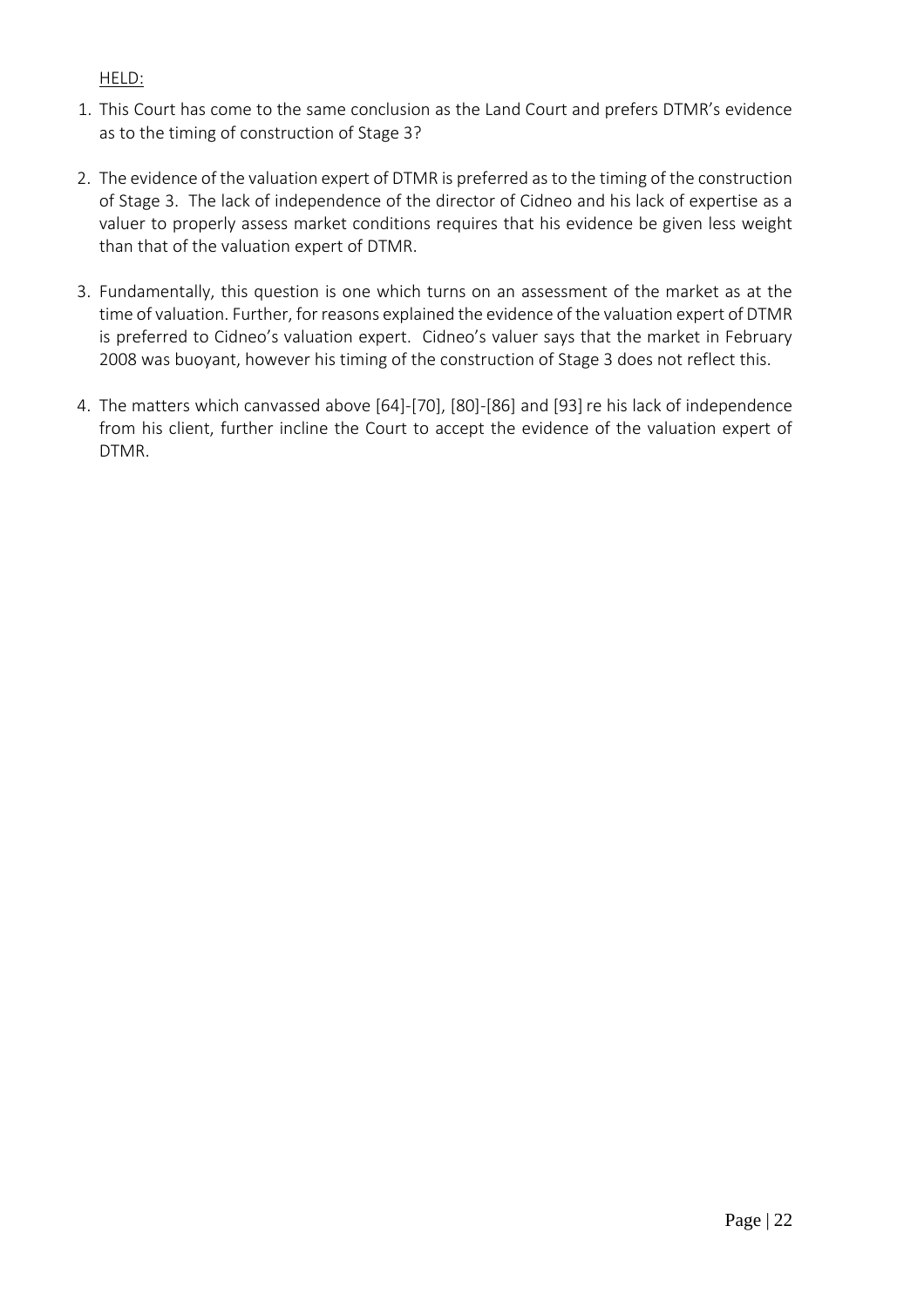HELD:

1. This Court has come to the same conclusion as the Land Court and prefers DTMR's evidence as to the timing of construction of Stage 3?

2. The evidence of the valuation expert of DTMR is preferred as to the timing of the construction of Stage 3. The lack of independence of the director of Cidneo and his lack of expertise as a valuer to properly assess market conditions requires that his evidence be given less weight than that of the valuation expert of DTMR.

3. Fundamentally, this question is one which turns on an assessment of the market as at the time of valuation. Further, for reasons explained the evidence of the valuation expert of DTMR is preferred to Cidneo's valuation expert. Cidneo's valuer says that the market in February 2008 was buoyant, however his timing of the construction of Stage 3 does not reflect this.

4. The matters which canvassed above [64]-[70], [80]-[86] and [93] re his lack of independence from his client, further incline the Court to accept the evidence of the valuation expert of DTMR.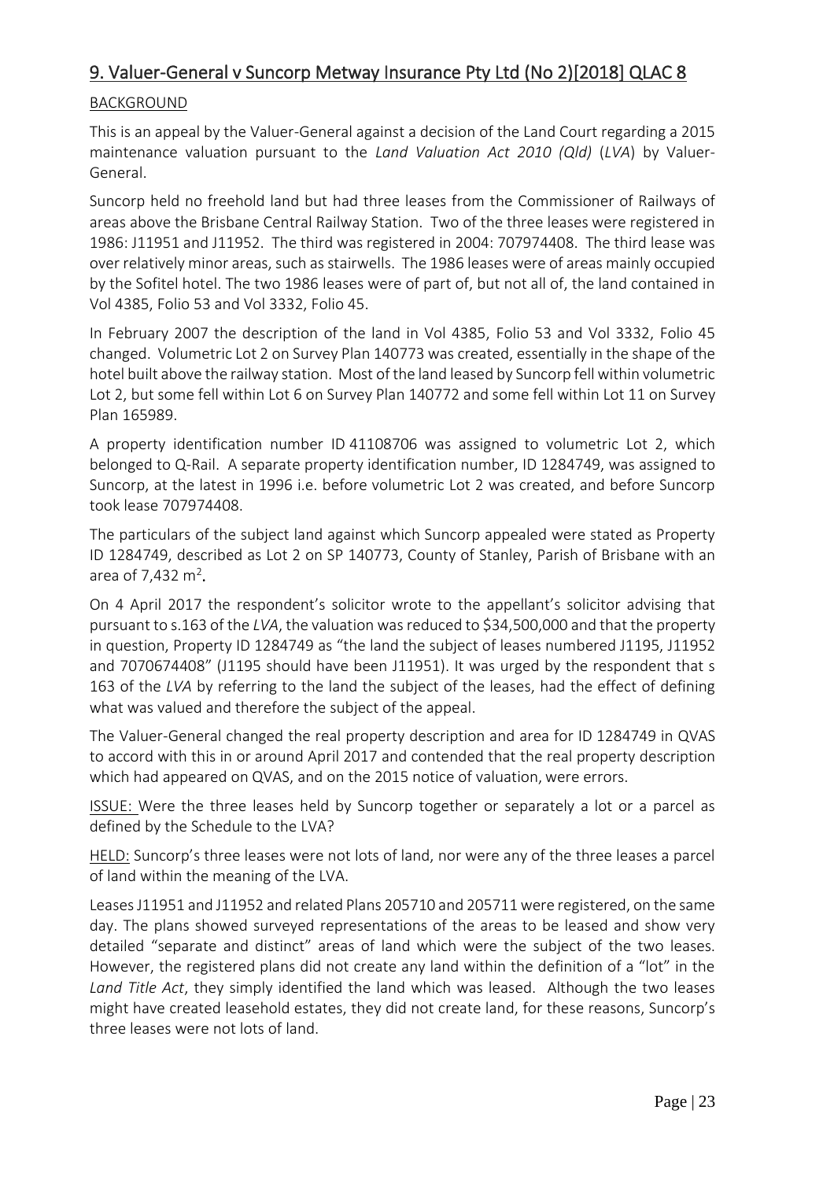## 9. Valuer-General v Suncorp Metway Insurance Pty Ltd (No 2)[2018] QLAC 8

BACKGROUND

This is an appeal by the Valuer-General against a decision of the Land Court regarding a 2015 maintenance valuation pursuant to the *Land Valuation Act 2010 (Qld)* (*LVA*) by Valuer-General.

Suncorp held no freehold land but had three leases from the Commissioner of Railways of areas above the Brisbane Central Railway Station. Two of the three leases were registered in 1986: J11951 and J11952. The third was registered in 2004: 707974408. The third lease was over relatively minor areas, such as stairwells. The 1986 leases were of areas mainly occupied by the Sofitel hotel. The two 1986 leases were of part of, but not all of, the land contained in Vol 4385, Folio 53 and Vol 3332, Folio 45.

In February 2007 the description of the land in Vol 4385, Folio 53 and Vol 3332, Folio 45 changed. Volumetric Lot 2 on Survey Plan 140773 was created, essentially in the shape of the hotel built above the railway station. Most of the land leased by Suncorp fell within volumetric Lot 2, but some fell within Lot 6 on Survey Plan 140772 and some fell within Lot 11 on Survey Plan 165989.

A property identification number ID 41108706 was assigned to volumetric Lot 2, which belonged to Q-Rail. A separate property identification number, ID 1284749, was assigned to Suncorp, at the latest in 1996 i.e. before volumetric Lot 2 was created, and before Suncorp took lease 707974408.

The particulars of the subject land against which Suncorp appealed were stated as Property ID 1284749, described as Lot 2 on SP 140773, County of Stanley, Parish of Brisbane with an area of 7,432 $m^2$.

On 4 April 2017 the respondent's solicitor wrote to the appellant's solicitor advising that pursuant to s.163 of the *LVA*, the valuation was reduced to $34,500,000 and that the property in question, Property ID 1284749 as "the land the subject of leases numbered J1195, J11952 and 7070674408" (J1195 should have been J11951). It was urged by the respondent that s 163 of the *LVA* by referring to the land the subject of the leases, had the effect of defining what was valued and therefore the subject of the appeal.

The Valuer-General changed the real property description and area for ID 1284749 in QVAS to accord with this in or around April 2017 and contended that the real property description which had appeared on QVAS, and on the 2015 notice of valuation, were errors.

ISSUE: Were the three leases held by Suncorp together or separately a lot or a parcel as defined by the Schedule to the LVA?

HELD: Suncorp's three leases were not lots of land, nor were any of the three leases a parcel of land within the meaning of the LVA.

Leases J11951 and J11952 and related Plans 205710 and 205711 were registered, on the same day. The plans showed surveyed representations of the areas to be leased and show very detailed "separate and distinct" areas of land which were the subject of the two leases. However, the registered plans did not create any land within the definition of a "lot" in the *Land Title Act*, they simply identified the land which was leased. Although the two leases might have created leasehold estates, they did not create land, for these reasons, Suncorp's three leases were not lots of land.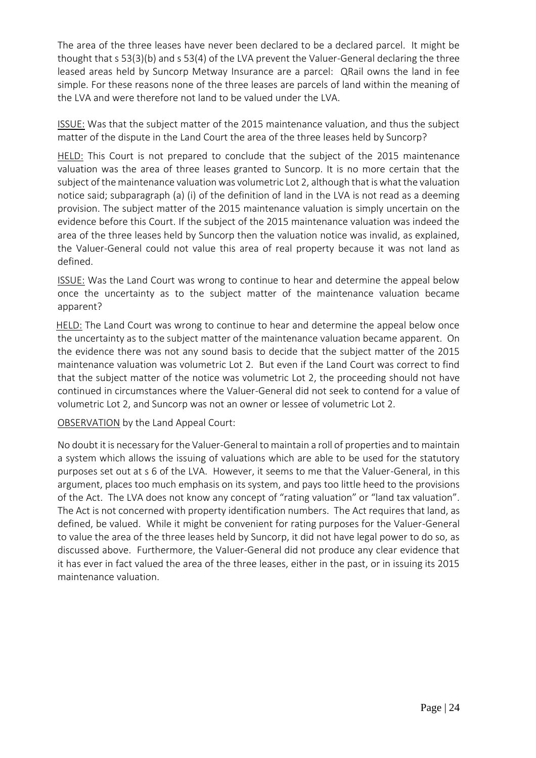The area of the three leases have never been declared to be a declared parcel. It might be thought that s 53(3)(b) and s 53(4) of the LVA prevent the Valuer-General declaring the three leased areas held by Suncorp Metway Insurance are a parcel: QRail owns the land in fee simple. For these reasons none of the three leases are parcels of land within the meaning of the LVA and were therefore not land to be valued under the LVA.

ISSUE: Was that the subject matter of the 2015 maintenance valuation, and thus the subject matter of the dispute in the Land Court the area of the three leases held by Suncorp?

HELD: This Court is not prepared to conclude that the subject of the 2015 maintenance valuation was the area of three leases granted to Suncorp. It is no more certain that the subject of the maintenance valuation was volumetric Lot 2, although that is what the valuation notice said; subparagraph (a) (i) of the definition of land in the LVA is not read as a deeming provision. The subject matter of the 2015 maintenance valuation is simply uncertain on the evidence before this Court. If the subject of the 2015 maintenance valuation was indeed the area of the three leases held by Suncorp then the valuation notice was invalid, as explained, the Valuer-General could not value this area of real property because it was not land as defined.

ISSUE: Was the Land Court was wrong to continue to hear and determine the appeal below once the uncertainty as to the subject matter of the maintenance valuation became apparent?

HELD: The Land Court was wrong to continue to hear and determine the appeal below once the uncertainty as to the subject matter of the maintenance valuation became apparent. On the evidence there was not any sound basis to decide that the subject matter of the 2015 maintenance valuation was volumetric Lot 2. But even if the Land Court was correct to find that the subject matter of the notice was volumetric Lot 2, the proceeding should not have continued in circumstances where the Valuer-General did not seek to contend for a value of volumetric Lot 2, and Suncorp was not an owner or lessee of volumetric Lot 2.

OBSERVATION by the Land Appeal Court:

No doubt it is necessary for the Valuer-General to maintain a roll of properties and to maintain a system which allows the issuing of valuations which are able to be used for the statutory purposes set out at s 6 of the LVA. However, it seems to me that the Valuer-General, in this argument, places too much emphasis on its system, and pays too little heed to the provisions of the Act. The LVA does not know any concept of "rating valuation" or "land tax valuation". The Act is not concerned with property identification numbers. The Act requires that land, as defined, be valued. While it might be convenient for rating purposes for the Valuer-General to value the area of the three leases held by Suncorp, it did not have legal power to do so, as discussed above. Furthermore, the Valuer-General did not produce any clear evidence that it has ever in fact valued the area of the three leases, either in the past, or in issuing its 2015 maintenance valuation.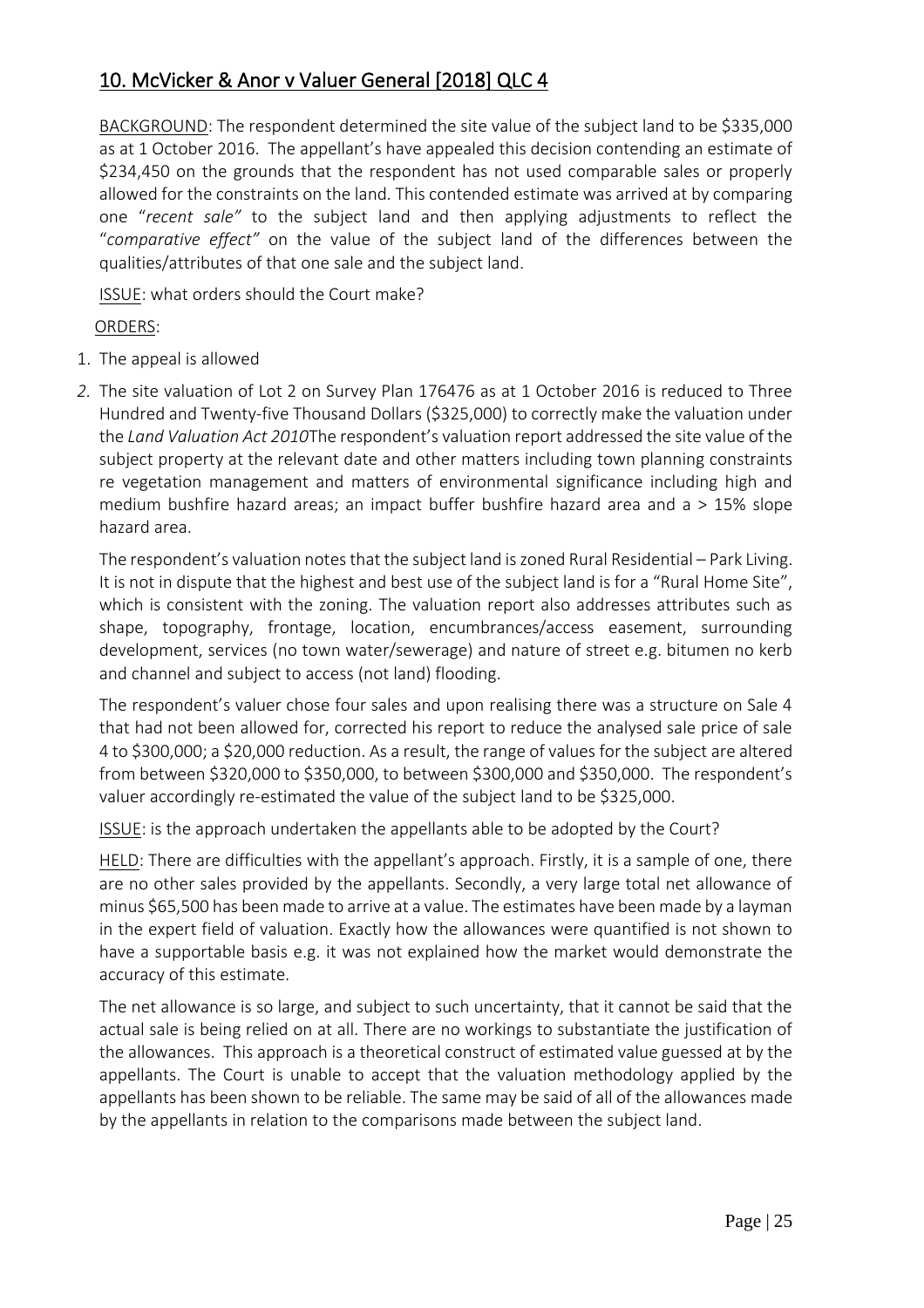## 10. McVicker & Anor v Valuer General [2018] QLC 4

BACKGROUND: The respondent determined the site value of the subject land to be $335,000 as at 1 October 2016. The appellant's have appealed this decision contending an estimate of $234,450 on the grounds that the respondent has not used comparable sales or properly allowed for the constraints on the land. This contended estimate was arrived at by comparing one "*recent sale*" to the subject land and then applying adjustments to reflect the "*comparative effect*" on the value of the subject land of the differences between the qualities/attributes of that one sale and the subject land.

ISSUE: what orders should the Court make?

ORDERS:

1. The appeal is allowed
2. The site valuation of Lot 2 on Survey Plan 176476 as at 1 October 2016 is reduced to Three Hundred and Twenty-five Thousand Dollars ($325,000) to correctly make the valuation under the *Land Valuation Act 2010*The respondent's valuation report addressed the site value of the subject property at the relevant date and other matters including town planning constraints re vegetation management and matters of environmental significance including high and medium bushfire hazard areas; an impact buffer bushfire hazard area and a > 15% slope hazard area.

   The respondent's valuation notes that the subject land is zoned Rural Residential – Park Living. It is not in dispute that the highest and best use of the subject land is for a "Rural Home Site", which is consistent with the zoning. The valuation report also addresses attributes such as shape, topography, frontage, location, encumbrances/access easement, surrounding development, services (no town water/sewerage) and nature of street e.g. bitumen no kerb and channel and subject to access (not land) flooding.

   The respondent's valuer chose four sales and upon realising there was a structure on Sale 4 that had not been allowed for, corrected his report to reduce the analysed sale price of sale 4 to $300,000; a $20,000 reduction. As a result, the range of values for the subject are altered from between $320,000 to $350,000, to between $300,000 and $350,000. The respondent's valuer accordingly re-estimated the value of the subject land to be $325,000.

   ISSUE: is the approach undertaken the appellants able to be adopted by the Court?

   HELD: There are difficulties with the appellant's approach. Firstly, it is a sample of one, there are no other sales provided by the appellants. Secondly, a very large total net allowance of minus $65,500 has been made to arrive at a value. The estimates have been made by a layman in the expert field of valuation. Exactly how the allowances were quantified is not shown to have a supportable basis e.g. it was not explained how the market would demonstrate the accuracy of this estimate.

   The net allowance is so large, and subject to such uncertainty, that it cannot be said that the actual sale is being relied on at all. There are no workings to substantiate the justification of the allowances. This approach is a theoretical construct of estimated value guessed at by the appellants. The Court is unable to accept that the valuation methodology applied by the appellants has been shown to be reliable. The same may be said of all of the allowances made by the appellants in relation to the comparisons made between the subject land.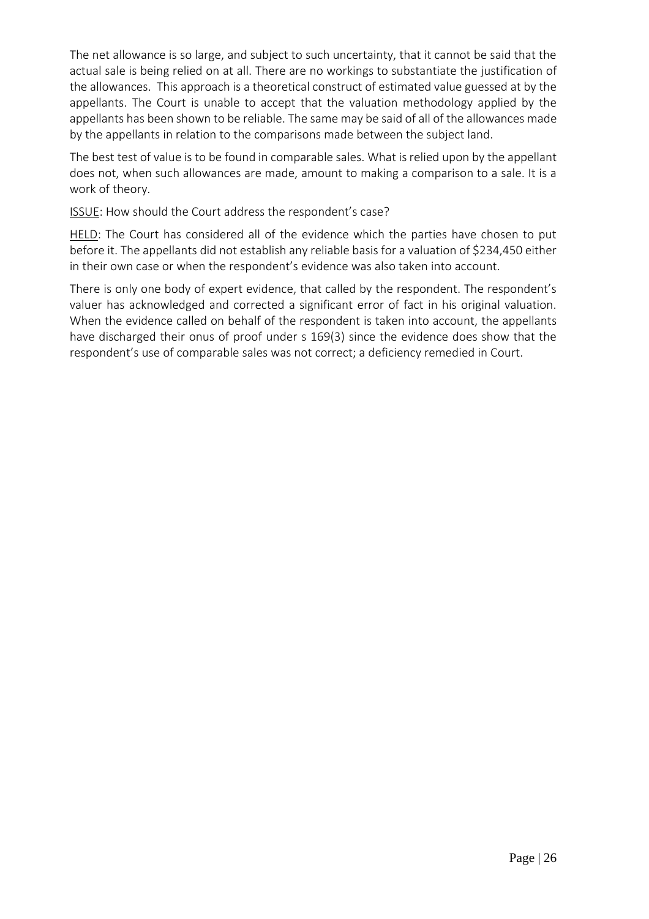The net allowance is so large, and subject to such uncertainty, that it cannot be said that the actual sale is being relied on at all. There are no workings to substantiate the justification of the allowances. This approach is a theoretical construct of estimated value guessed at by the appellants. The Court is unable to accept that the valuation methodology applied by the appellants has been shown to be reliable. The same may be said of all of the allowances made by the appellants in relation to the comparisons made between the subject land.

The best test of value is to be found in comparable sales. What is relied upon by the appellant does not, when such allowances are made, amount to making a comparison to a sale. It is a work of theory.

<u>ISSUE</u>: How should the Court address the respondent's case?

<u>HELD</u>: The Court has considered all of the evidence which the parties have chosen to put before it. The appellants did not establish any reliable basis for a valuation of $234,450 either in their own case or when the respondent's evidence was also taken into account.

There is only one body of expert evidence, that called by the respondent. The respondent's valuer has acknowledged and corrected a significant error of fact in his original valuation. When the evidence called on behalf of the respondent is taken into account, the appellants have discharged their onus of proof under s 169(3) since the evidence does show that the respondent's use of comparable sales was not correct; a deficiency remedied in Court.